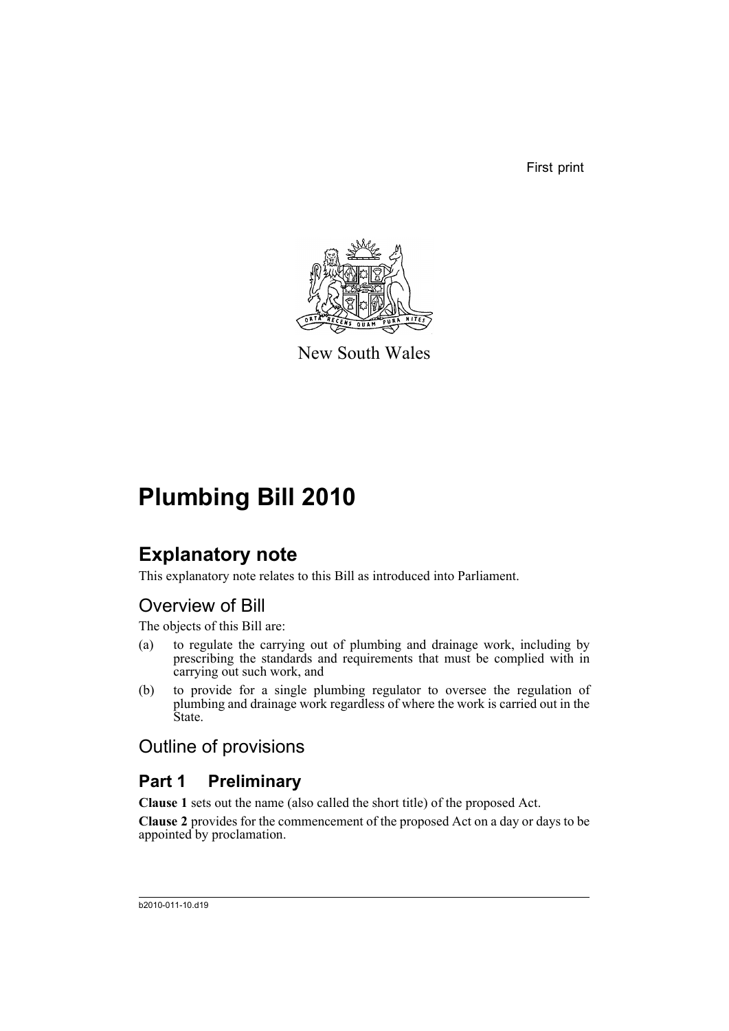First print

New South Wales

# Plumbing Bill 2010

## Explanatory note

This explanatory note relates to this Bill as introduced into Parliament.

## Overview of Bill

The objects of this Bill are:

(a) to regulate the carrying out of plumbing and drainage work, including by prescribing the standards and requirements that must be complied with in carrying out such work, and

(b) to provide for a single plumbing regulator to oversee the regulation of plumbing and drainage work regardless of where the work is carried out in the State.

## Outline of provisions

### Part 1 Preliminary

**Clause 1** sets out the name (also called the short title) of the proposed Act.

**Clause 2** provides for the commencement of the proposed Act on a day or days to be appointed by proclamation.

b2010-011-10.d19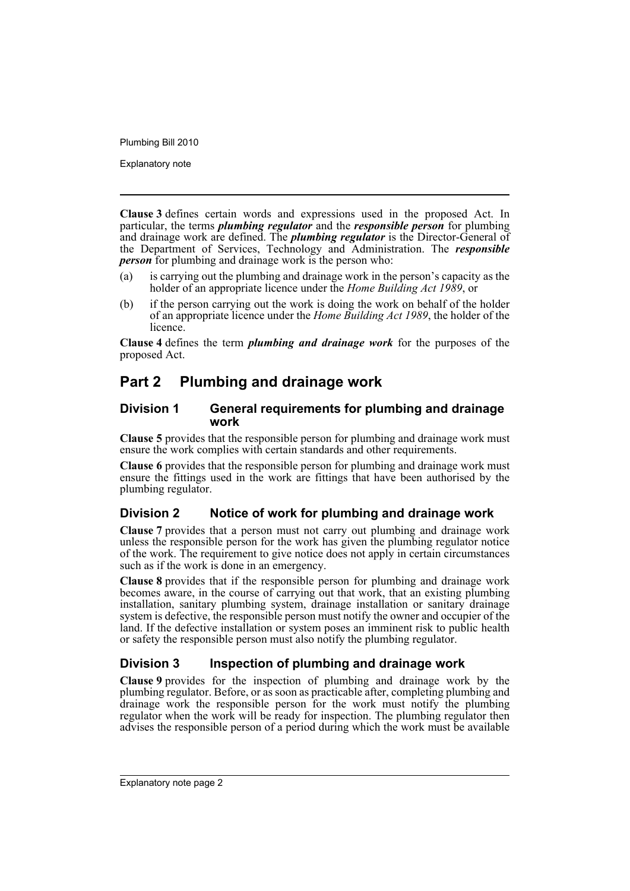**Clause 3** defines certain words and expressions used in the proposed Act. In particular, the terms ***plumbing regulator*** and the ***responsible person*** for plumbing and drainage work are defined. The ***plumbing regulator*** is the Director-General of the Department of Services, Technology and Administration. The ***responsible person*** for plumbing and drainage work is the person who:

(a) is carrying out the plumbing and drainage work in the person's capacity as the holder of an appropriate licence under the *Home Building Act 1989*, or

(b) if the person carrying out the work is doing the work on behalf of the holder of an appropriate licence under the *Home Building Act 1989*, the holder of the licence.

**Clause 4** defines the term ***plumbing and drainage work*** for the purposes of the proposed Act.

## Part 2 Plumbing and drainage work

### Division 1 General requirements for plumbing and drainage work

**Clause 5** provides that the responsible person for plumbing and drainage work must ensure the work complies with certain standards and other requirements.

**Clause 6** provides that the responsible person for plumbing and drainage work must ensure the fittings used in the work are fittings that have been authorised by the plumbing regulator.

### Division 2 Notice of work for plumbing and drainage work

**Clause 7** provides that a person must not carry out plumbing and drainage work unless the responsible person for the work has given the plumbing regulator notice of the work. The requirement to give notice does not apply in certain circumstances such as if the work is done in an emergency.

**Clause 8** provides that if the responsible person for plumbing and drainage work becomes aware, in the course of carrying out that work, that an existing plumbing installation, sanitary plumbing system, drainage installation or sanitary drainage system is defective, the responsible person must notify the owner and occupier of the land. If the defective installation or system poses an imminent risk to public health or safety the responsible person must also notify the plumbing regulator.

### Division 3 Inspection of plumbing and drainage work

**Clause 9** provides for the inspection of plumbing and drainage work by the plumbing regulator. Before, or as soon as practicable after, completing plumbing and drainage work the responsible person for the work must notify the plumbing regulator when the work will be ready for inspection. The plumbing regulator then advises the responsible person of a period during which the work must be available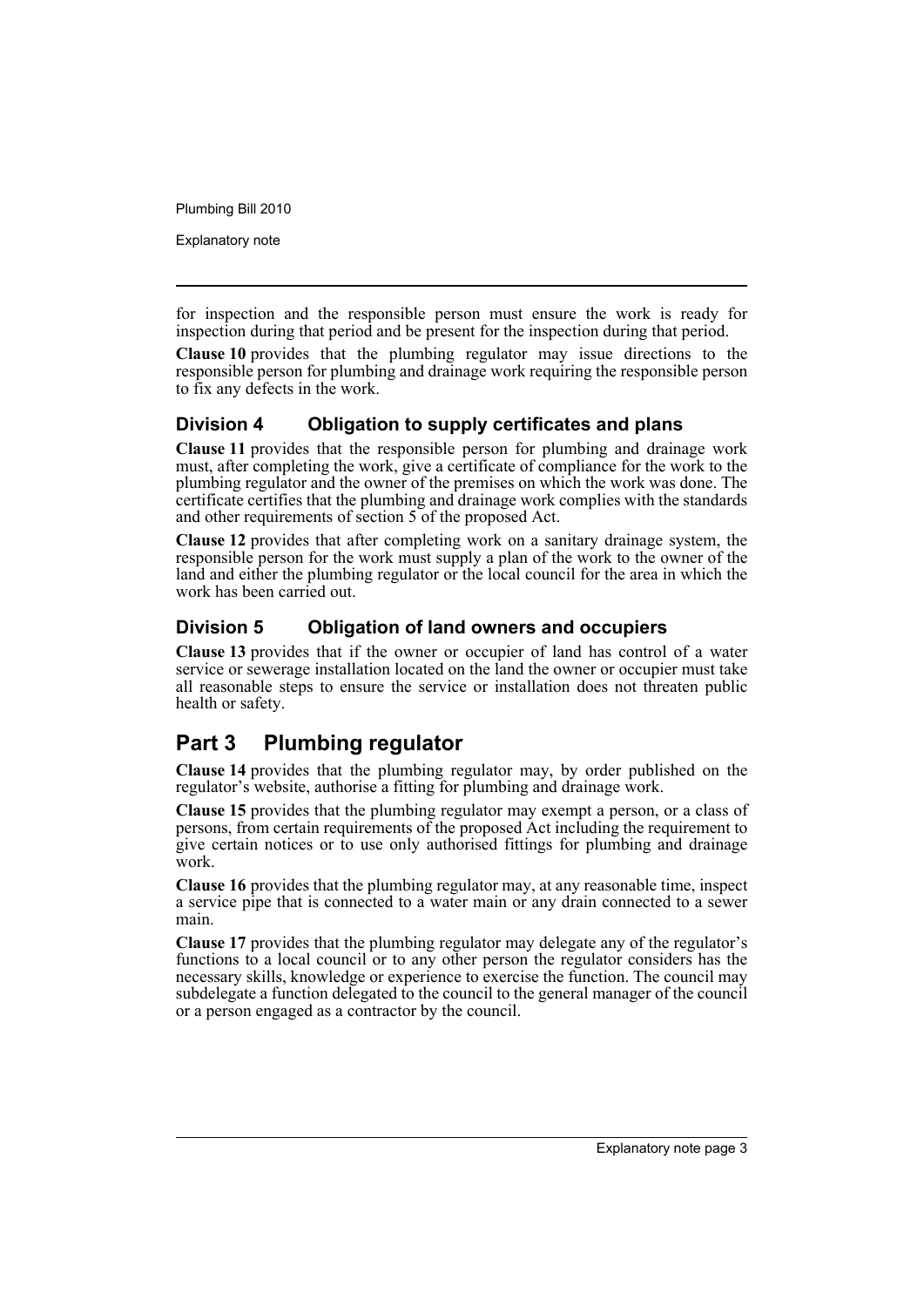for inspection and the responsible person must ensure the work is ready for inspection during that period and be present for the inspection during that period.

**Clause 10** provides that the plumbing regulator may issue directions to the responsible person for plumbing and drainage work requiring the responsible person to fix any defects in the work.

### Division 4 Obligation to supply certificates and plans

**Clause 11** provides that the responsible person for plumbing and drainage work must, after completing the work, give a certificate of compliance for the work to the plumbing regulator and the owner of the premises on which the work was done. The certificate certifies that the plumbing and drainage work complies with the standards and other requirements of section 5 of the proposed Act.

**Clause 12** provides that after completing work on a sanitary drainage system, the responsible person for the work must supply a plan of the work to the owner of the land and either the plumbing regulator or the local council for the area in which the work has been carried out.

### Division 5 Obligation of land owners and occupiers

**Clause 13** provides that if the owner or occupier of land has control of a water service or sewerage installation located on the land the owner or occupier must take all reasonable steps to ensure the service or installation does not threaten public health or safety.

## Part 3 Plumbing regulator

**Clause 14** provides that the plumbing regulator may, by order published on the regulator's website, authorise a fitting for plumbing and drainage work.

**Clause 15** provides that the plumbing regulator may exempt a person, or a class of persons, from certain requirements of the proposed Act including the requirement to give certain notices or to use only authorised fittings for plumbing and drainage work.

**Clause 16** provides that the plumbing regulator may, at any reasonable time, inspect a service pipe that is connected to a water main or any drain connected to a sewer main.

**Clause 17** provides that the plumbing regulator may delegate any of the regulator's functions to a local council or to any other person the regulator considers has the necessary skills, knowledge or experience to exercise the function. The council may subdelegate a function delegated to the council to the general manager of the council or a person engaged as a contractor by the council.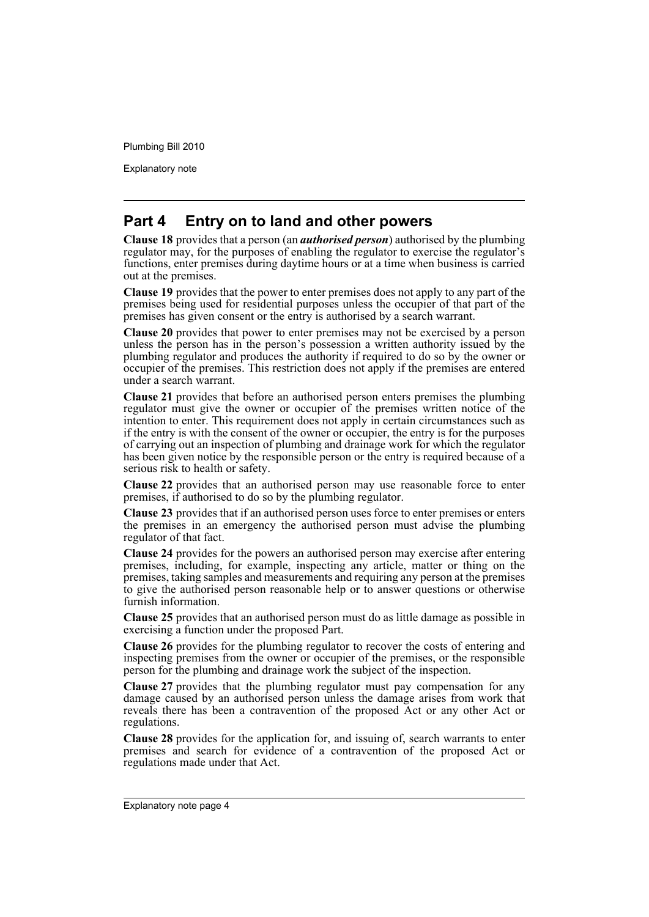## Part 4 Entry on to land and other powers

**Clause 18** provides that a person (an ***authorised person***) authorised by the plumbing regulator may, for the purposes of enabling the regulator to exercise the regulator's functions, enter premises during daytime hours or at a time when business is carried out at the premises.

**Clause 19** provides that the power to enter premises does not apply to any part of the premises being used for residential purposes unless the occupier of that part of the premises has given consent or the entry is authorised by a search warrant.

**Clause 20** provides that power to enter premises may not be exercised by a person unless the person has in the person's possession a written authority issued by the plumbing regulator and produces the authority if required to do so by the owner or occupier of the premises. This restriction does not apply if the premises are entered under a search warrant.

**Clause 21** provides that before an authorised person enters premises the plumbing regulator must give the owner or occupier of the premises written notice of the intention to enter. This requirement does not apply in certain circumstances such as if the entry is with the consent of the owner or occupier, the entry is for the purposes of carrying out an inspection of plumbing and drainage work for which the regulator has been given notice by the responsible person or the entry is required because of a serious risk to health or safety.

**Clause 22** provides that an authorised person may use reasonable force to enter premises, if authorised to do so by the plumbing regulator.

**Clause 23** provides that if an authorised person uses force to enter premises or enters the premises in an emergency the authorised person must advise the plumbing regulator of that fact.

**Clause 24** provides for the powers an authorised person may exercise after entering premises, including, for example, inspecting any article, matter or thing on the premises, taking samples and measurements and requiring any person at the premises to give the authorised person reasonable help or to answer questions or otherwise furnish information.

**Clause 25** provides that an authorised person must do as little damage as possible in exercising a function under the proposed Part.

**Clause 26** provides for the plumbing regulator to recover the costs of entering and inspecting premises from the owner or occupier of the premises, or the responsible person for the plumbing and drainage work the subject of the inspection.

**Clause 27** provides that the plumbing regulator must pay compensation for any damage caused by an authorised person unless the damage arises from work that reveals there has been a contravention of the proposed Act or any other Act or regulations.

**Clause 28** provides for the application for, and issuing of, search warrants to enter premises and search for evidence of a contravention of the proposed Act or regulations made under that Act.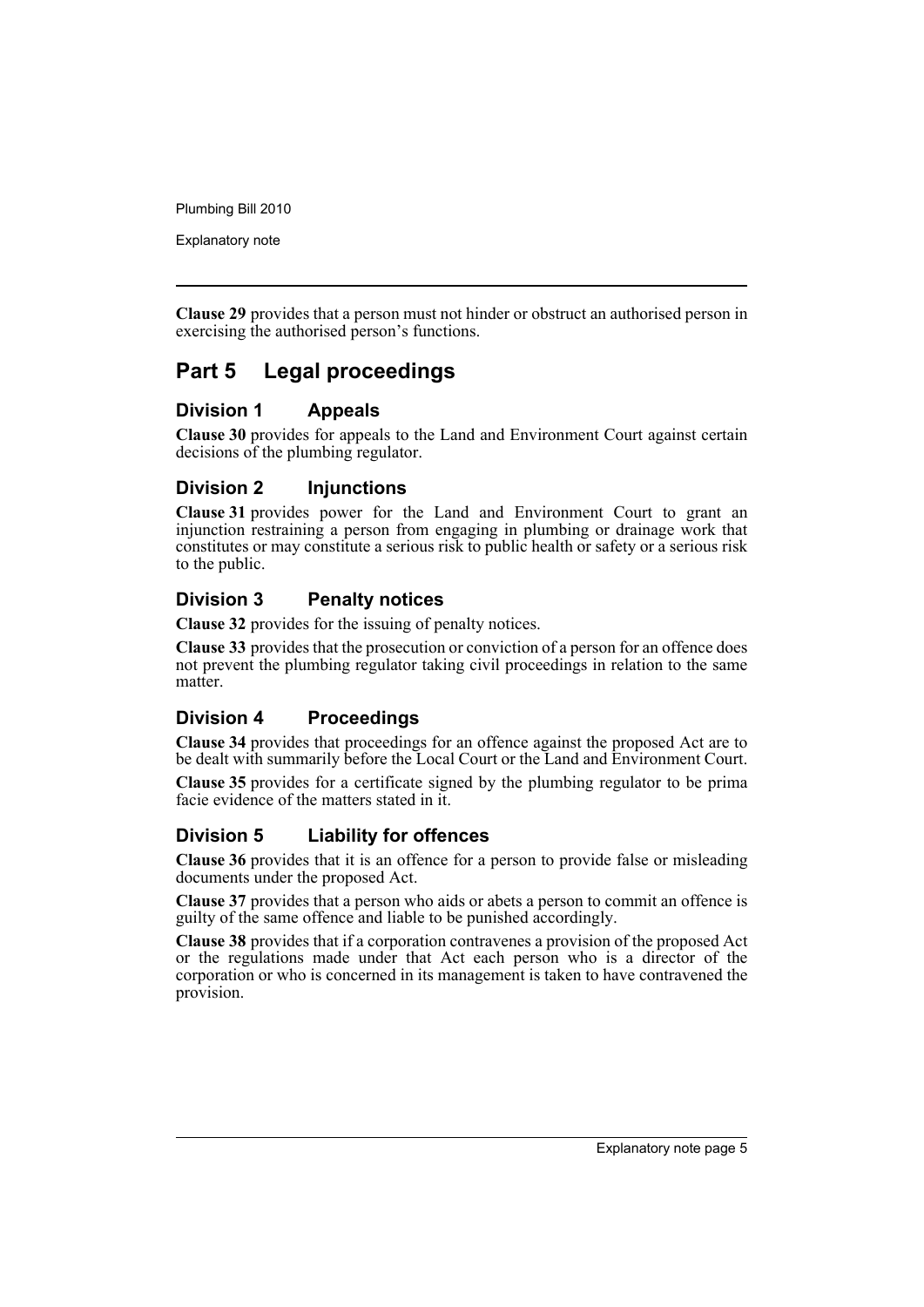**Clause 29** provides that a person must not hinder or obstruct an authorised person in exercising the authorised person's functions.

## Part 5 Legal proceedings

### Division 1 Appeals

**Clause 30** provides for appeals to the Land and Environment Court against certain decisions of the plumbing regulator.

### Division 2 Injunctions

**Clause 31** provides power for the Land and Environment Court to grant an injunction restraining a person from engaging in plumbing or drainage work that constitutes or may constitute a serious risk to public health or safety or a serious risk to the public.

### Division 3 Penalty notices

**Clause 32** provides for the issuing of penalty notices.

**Clause 33** provides that the prosecution or conviction of a person for an offence does not prevent the plumbing regulator taking civil proceedings in relation to the same matter.

### Division 4 Proceedings

**Clause 34** provides that proceedings for an offence against the proposed Act are to be dealt with summarily before the Local Court or the Land and Environment Court.

**Clause 35** provides for a certificate signed by the plumbing regulator to be prima facie evidence of the matters stated in it.

### Division 5 Liability for offences

**Clause 36** provides that it is an offence for a person to provide false or misleading documents under the proposed Act.

**Clause 37** provides that a person who aids or abets a person to commit an offence is guilty of the same offence and liable to be punished accordingly.

**Clause 38** provides that if a corporation contravenes a provision of the proposed Act or the regulations made under that Act each person who is a director of the corporation or who is concerned in its management is taken to have contravened the provision.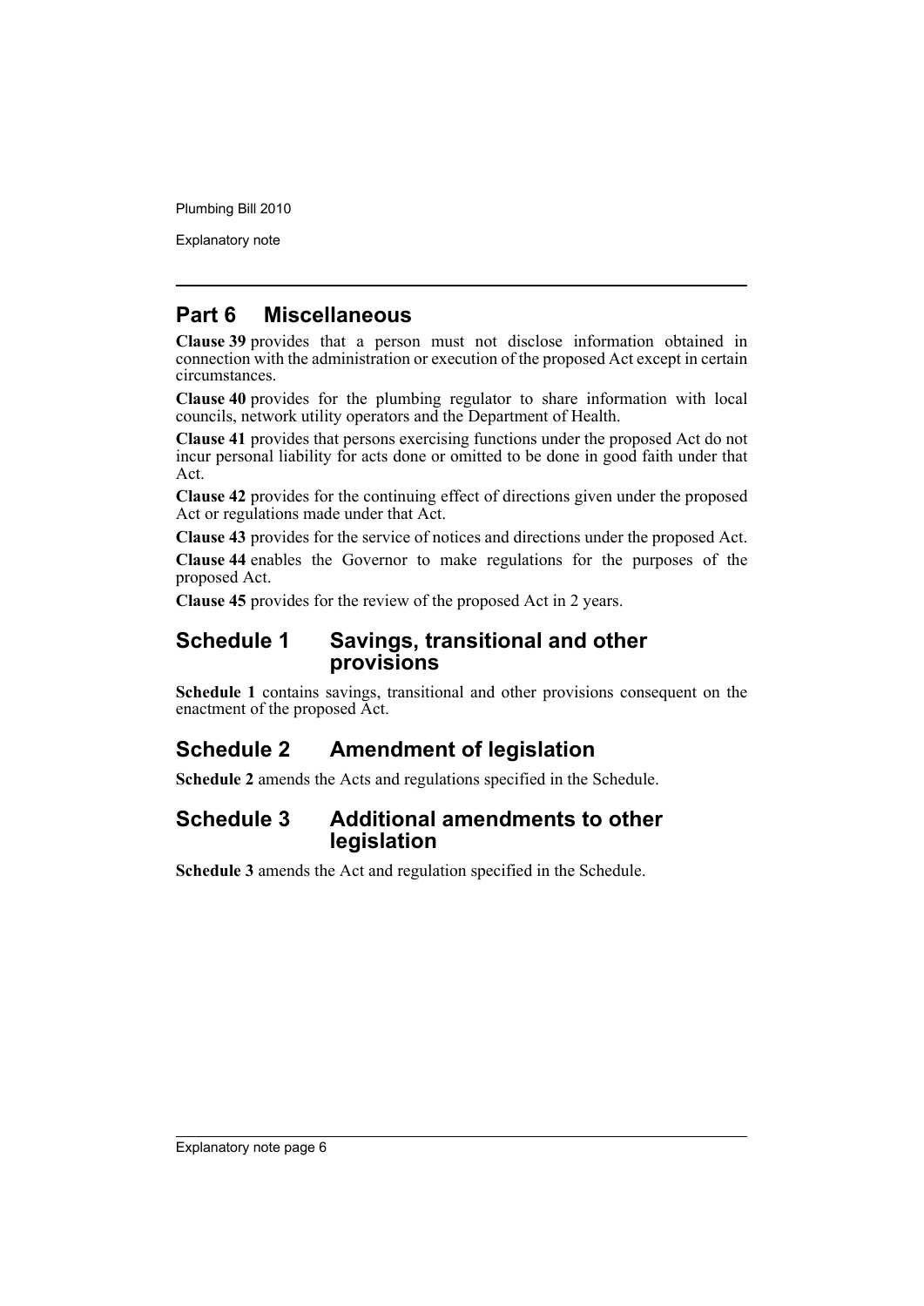## Part 6 Miscellaneous

**Clause 39** provides that a person must not disclose information obtained in connection with the administration or execution of the proposed Act except in certain circumstances.

**Clause 40** provides for the plumbing regulator to share information with local councils, network utility operators and the Department of Health.

**Clause 41** provides that persons exercising functions under the proposed Act do not incur personal liability for acts done or omitted to be done in good faith under that Act.

**Clause 42** provides for the continuing effect of directions given under the proposed Act or regulations made under that Act.

**Clause 43** provides for the service of notices and directions under the proposed Act.

**Clause 44** enables the Governor to make regulations for the purposes of the proposed Act.

**Clause 45** provides for the review of the proposed Act in 2 years.

## Schedule 1 Savings, transitional and other provisions

**Schedule 1** contains savings, transitional and other provisions consequent on the enactment of the proposed Act.

## Schedule 2 Amendment of legislation

**Schedule 2** amends the Acts and regulations specified in the Schedule.

## Schedule 3 Additional amendments to other legislation

**Schedule 3** amends the Act and regulation specified in the Schedule.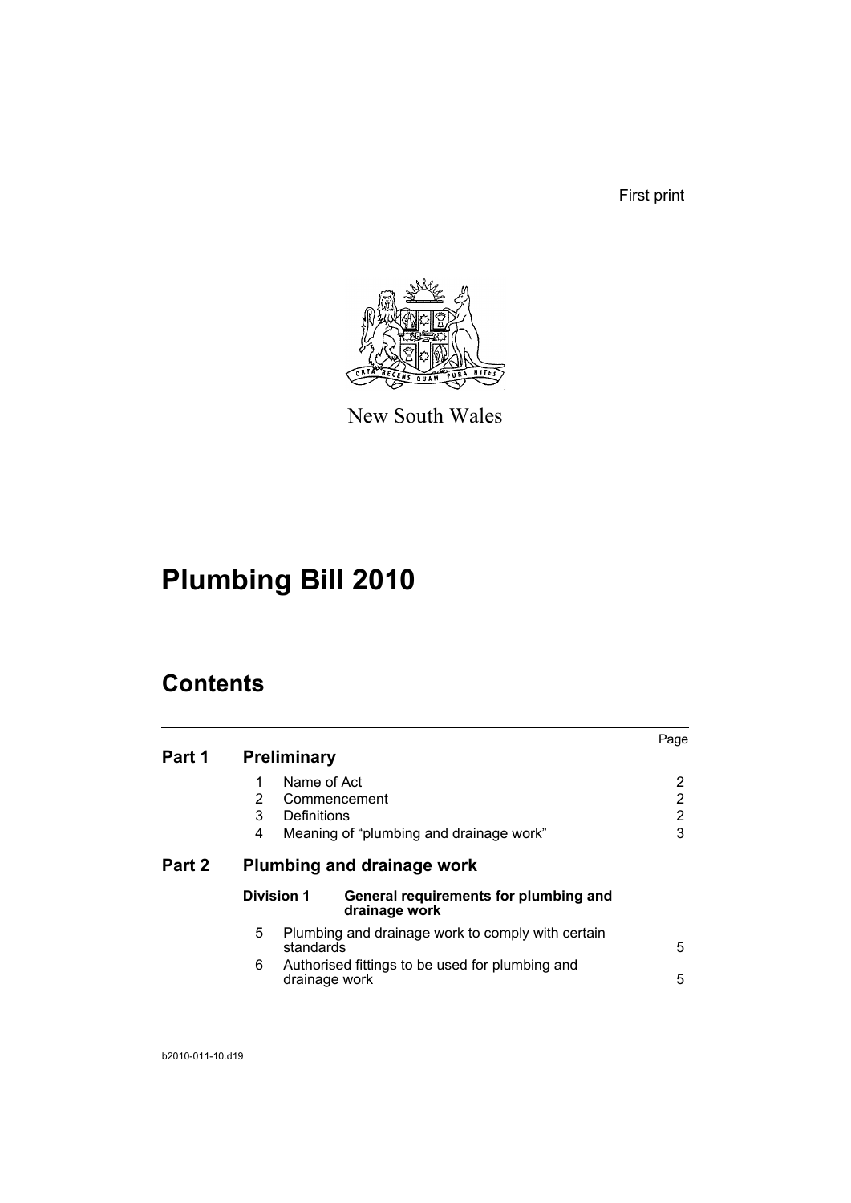First print

New South Wales

# Plumbing Bill 2010

## Contents

| | | | Page |
|---|---|---|---|
| **Part 1** | **Preliminary** | | |
| | 1 | Name of Act | 2 |
| | 2 | Commencement | 2 |
| | 3 | Definitions | 2 |
| | 4 | Meaning of "plumbing and drainage work" | 3 |
| **Part 2** | **Plumbing and drainage work** | | |
| | **Division 1** | **General requirements for plumbing and drainage work** | |
| | 5 | Plumbing and drainage work to comply with certain standards | 5 |
| | 6 | Authorised fittings to be used for plumbing and drainage work | 5 |

b2010-011-10.d19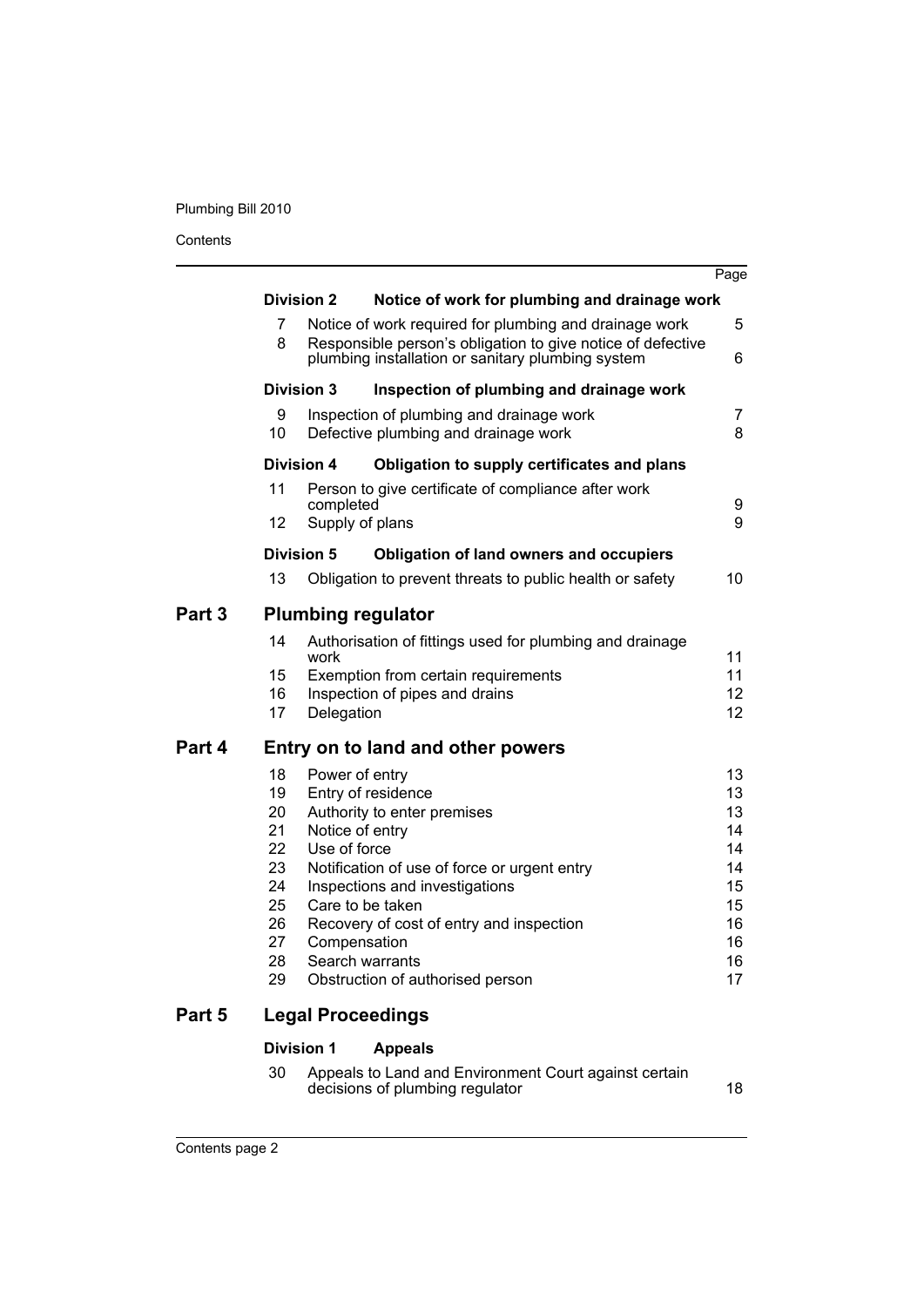| | | | Page |
|---|---|---|---|
| | **Division 2** | **Notice of work for plumbing and drainage work** | |
| | 7 | Notice of work required for plumbing and drainage work | 5 |
| | 8 | Responsible person's obligation to give notice of defective plumbing installation or sanitary plumbing system | 6 |
| | **Division 3** | **Inspection of plumbing and drainage work** | |
| | 9 | Inspection of plumbing and drainage work | 7 |
| | 10 | Defective plumbing and drainage work | 8 |
| | **Division 4** | **Obligation to supply certificates and plans** | |
| | 11 | Person to give certificate of compliance after work completed | 9 |
| | 12 | Supply of plans | 9 |
| | **Division 5** | **Obligation of land owners and occupiers** | |
| | 13 | Obligation to prevent threats to public health or safety | 10 |
| **Part 3** | **Plumbing regulator** | | |
| | 14 | Authorisation of fittings used for plumbing and drainage work | 11 |
| | 15 | Exemption from certain requirements | 11 |
| | 16 | Inspection of pipes and drains | 12 |
| | 17 | Delegation | 12 |
| **Part 4** | **Entry on to land and other powers** | | |
| | 18 | Power of entry | 13 |
| | 19 | Entry of residence | 13 |
| | 20 | Authority to enter premises | 13 |
| | 21 | Notice of entry | 14 |
| | 22 | Use of force | 14 |
| | 23 | Notification of use of force or urgent entry | 14 |
| | 24 | Inspections and investigations | 15 |
| | 25 | Care to be taken | 15 |
| | 26 | Recovery of cost of entry and inspection | 16 |
| | 27 | Compensation | 16 |
| | 28 | Search warrants | 16 |
| | 29 | Obstruction of authorised person | 17 |
| **Part 5** | **Legal Proceedings** | | |
| | **Division 1** | **Appeals** | |
| | 30 | Appeals to Land and Environment Court against certain decisions of plumbing regulator | 18 |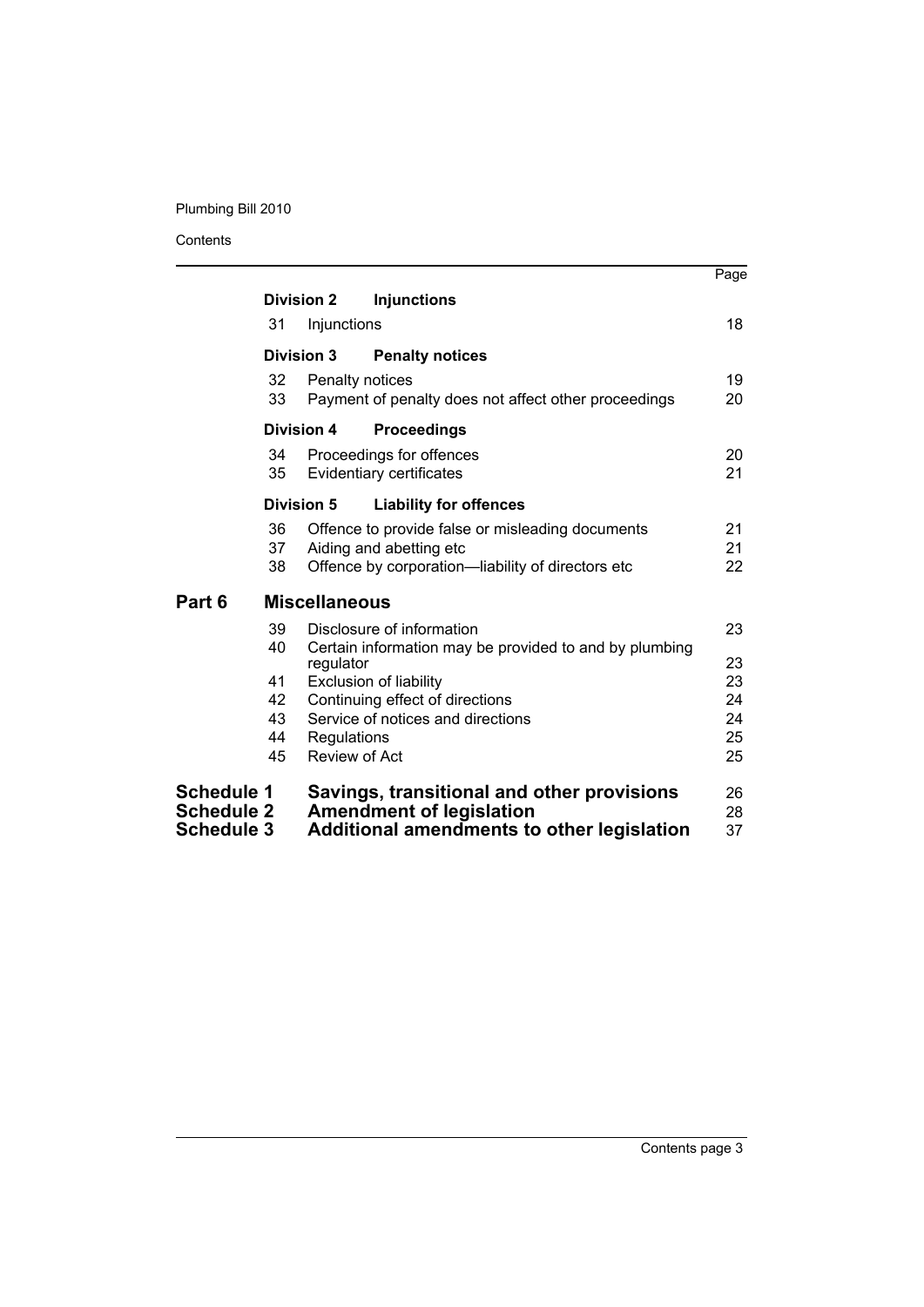| | | | Page |
|---|---|---|---|
| | **Division 2** | **Injunctions** | |
| | 31 | Injunctions | 18 |
| | **Division 3** | **Penalty notices** | |
| | 32 | Penalty notices | 19 |
| | 33 | Payment of penalty does not affect other proceedings | 20 |
| | **Division 4** | **Proceedings** | |
| | 34 | Proceedings for offences | 20 |
| | 35 | Evidentiary certificates | 21 |
| | **Division 5** | **Liability for offences** | |
| | 36 | Offence to provide false or misleading documents | 21 |
| | 37 | Aiding and abetting etc | 21 |
| | 38 | Offence by corporation—liability of directors etc | 22 |
| **Part 6** | **Miscellaneous** | | |
| | 39 | Disclosure of information | 23 |
| | 40 | Certain information may be provided to and by plumbing regulator | 23 |
| | 41 | Exclusion of liability | 23 |
| | 42 | Continuing effect of directions | 24 |
| | 43 | Service of notices and directions | 24 |
| | 44 | Regulations | 25 |
| | 45 | Review of Act | 25 |
| **Schedule 1** | **Savings, transitional and other provisions** | | 26 |
| **Schedule 2** | **Amendment of legislation** | | 28 |
| **Schedule 3** | **Additional amendments to other legislation** | | 37 |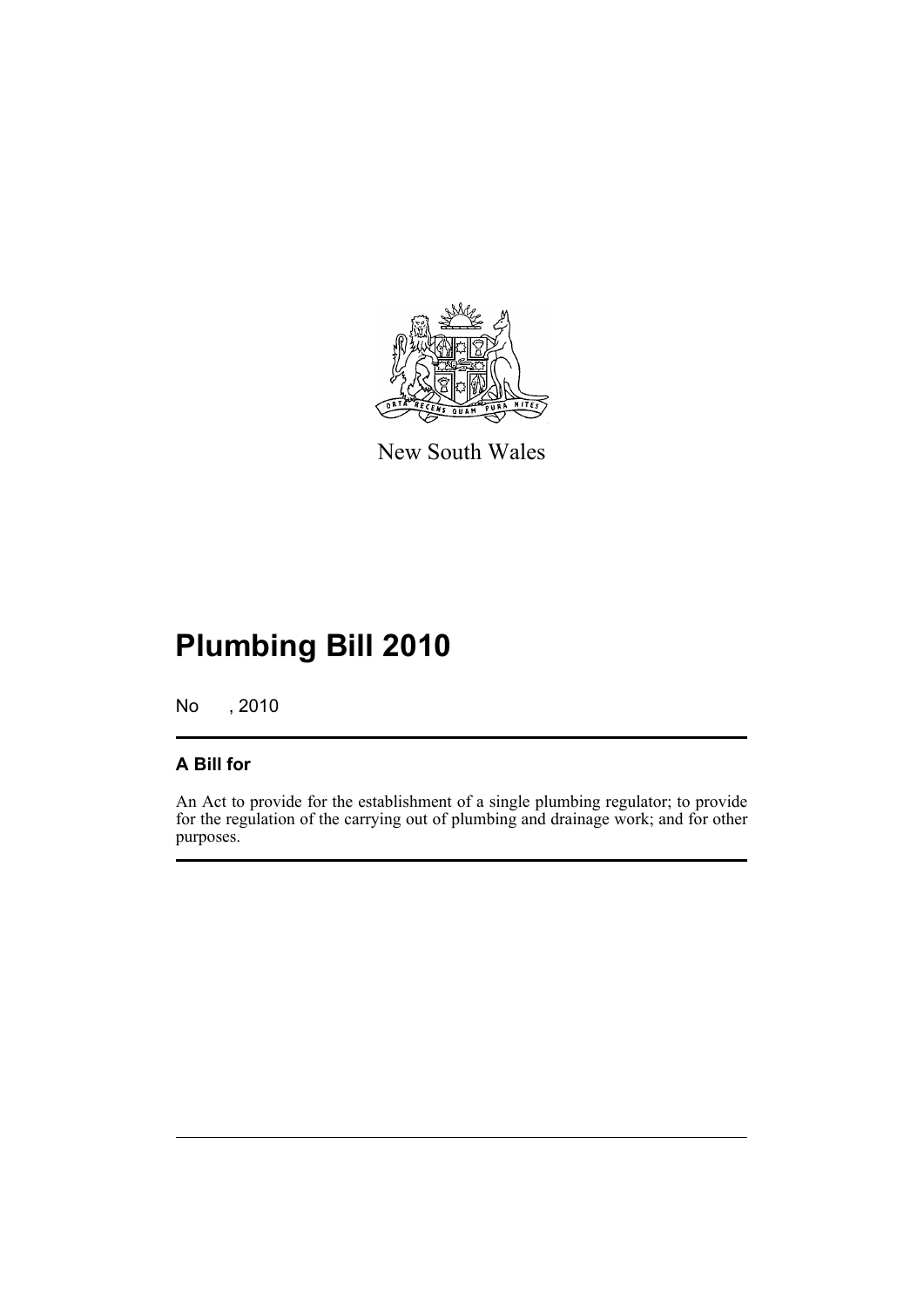New South Wales

# Plumbing Bill 2010

No , 2010

## A Bill for

An Act to provide for the establishment of a single plumbing regulator; to provide for the regulation of the carrying out of plumbing and drainage work; and for other purposes.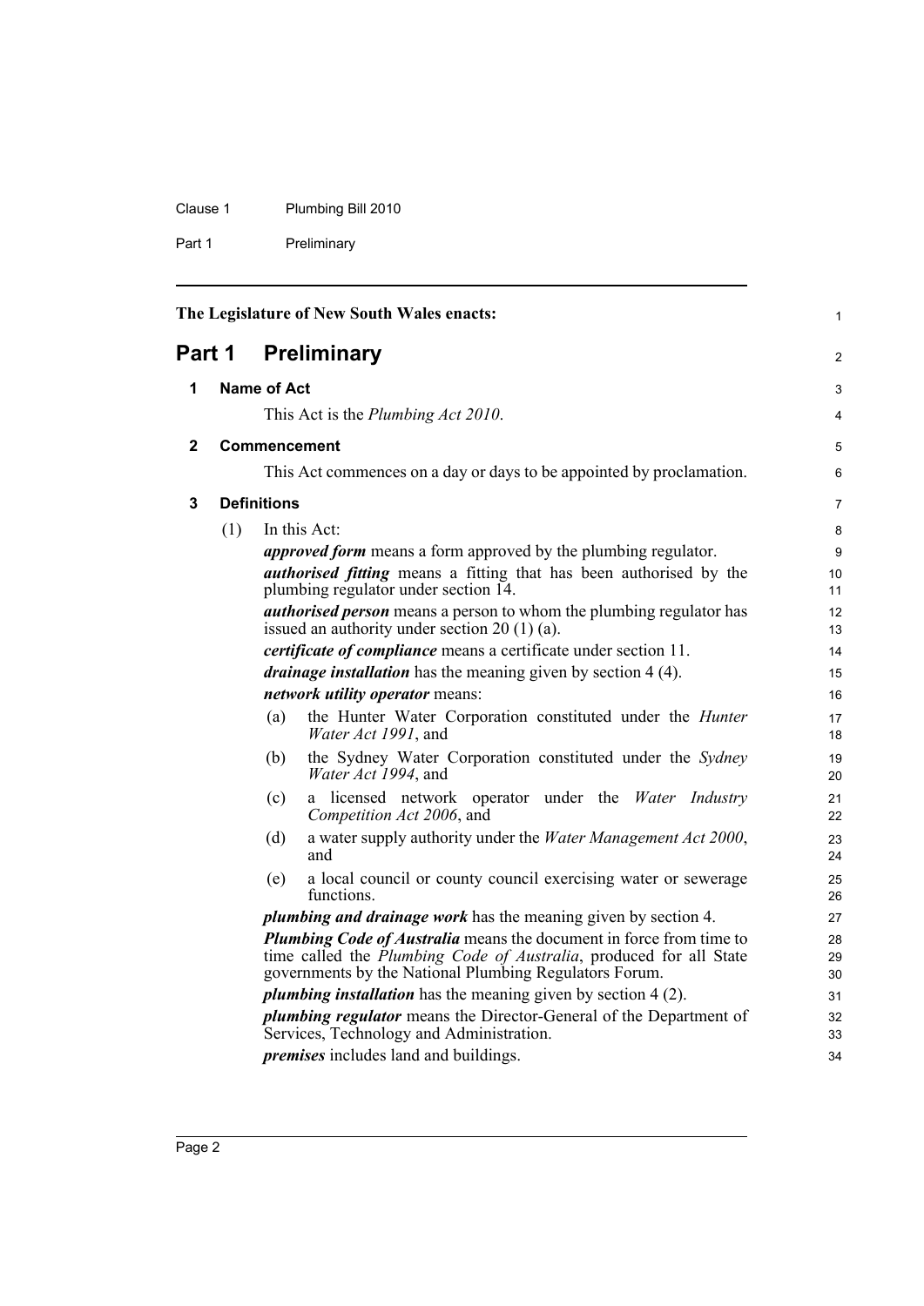The Legislature of New South Wales enacts:

# Part 1 Preliminary

## 1 Name of Act

This Act is the *Plumbing Act 2010*.

## 2 Commencement

This Act commences on a day or days to be appointed by proclamation.

## 3 Definitions

(1) In this Act:

***approved form*** means a form approved by the plumbing regulator.

***authorised fitting*** means a fitting that has been authorised by the plumbing regulator under section 14.

***authorised person*** means a person to whom the plumbing regulator has issued an authority under section 20 (1) (a).

***certificate of compliance*** means a certificate under section 11.

***drainage installation*** has the meaning given by section 4 (4).

***network utility operator*** means:

(a) the Hunter Water Corporation constituted under the *Hunter Water Act 1991*, and

(b) the Sydney Water Corporation constituted under the *Sydney Water Act 1994*, and

(c) a licensed network operator under the *Water Industry Competition Act 2006*, and

(d) a water supply authority under the *Water Management Act 2000*, and

(e) a local council or county council exercising water or sewerage functions.

***plumbing and drainage work*** has the meaning given by section 4.

***Plumbing Code of Australia*** means the document in force from time to time called the *Plumbing Code of Australia*, produced for all State governments by the National Plumbing Regulators Forum.

***plumbing installation*** has the meaning given by section 4 (2).

***plumbing regulator*** means the Director-General of the Department of Services, Technology and Administration.

***premises*** includes land and buildings.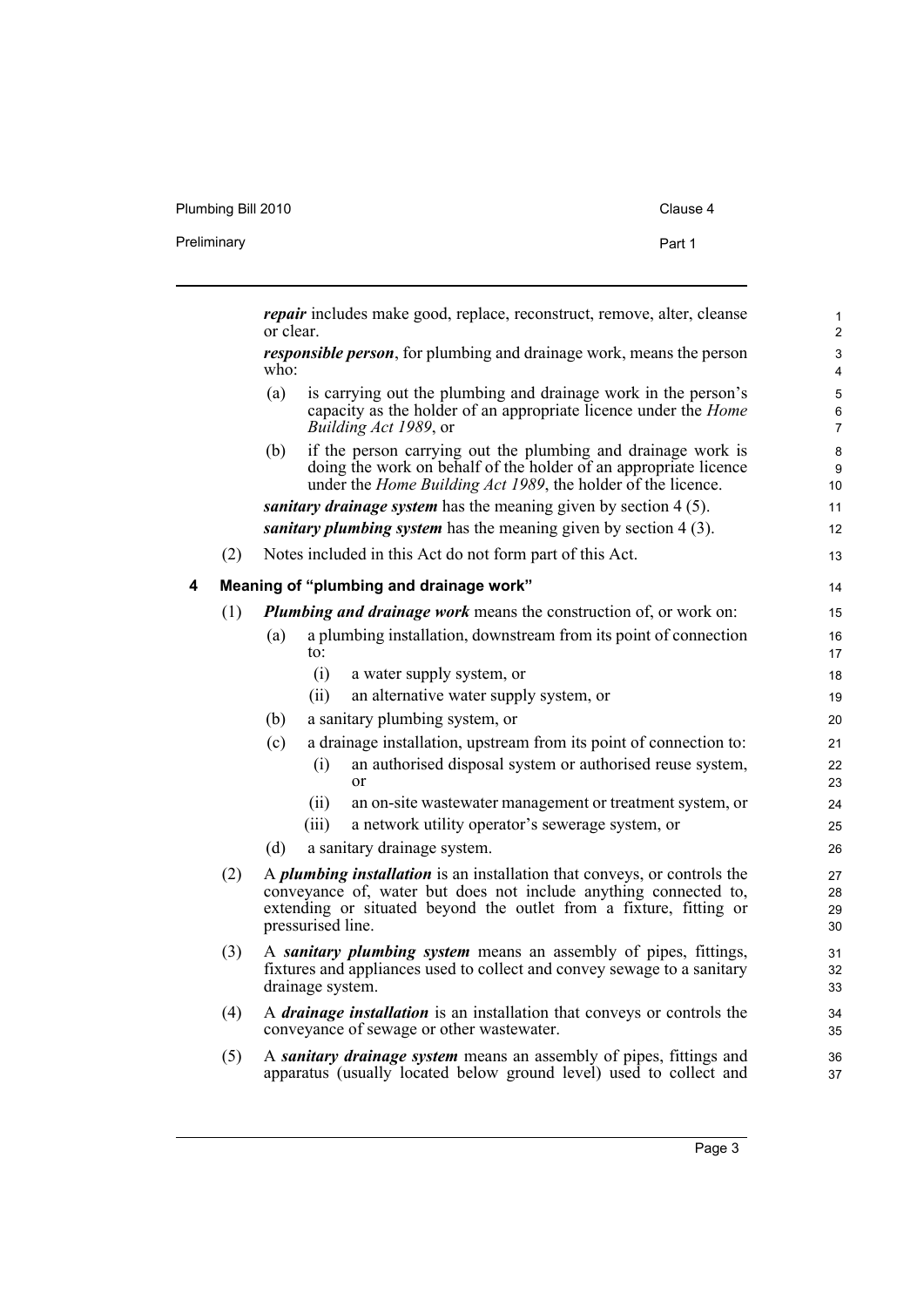***repair*** includes make good, replace, reconstruct, remove, alter, cleanse or clear.

***responsible person***, for plumbing and drainage work, means the person who:

(a) is carrying out the plumbing and drainage work in the person's capacity as the holder of an appropriate licence under the *Home Building Act 1989*, or

(b) if the person carrying out the plumbing and drainage work is doing the work on behalf of the holder of an appropriate licence under the *Home Building Act 1989*, the holder of the licence.

***sanitary drainage system*** has the meaning given by section 4 (5).

***sanitary plumbing system*** has the meaning given by section 4 (3).

(2) Notes included in this Act do not form part of this Act.

## 4 Meaning of "plumbing and drainage work"

(1) ***Plumbing and drainage work*** means the construction of, or work on:

(a) a plumbing installation, downstream from its point of connection to:

(i) a water supply system, or

(ii) an alternative water supply system, or

(b) a sanitary plumbing system, or

(c) a drainage installation, upstream from its point of connection to:

(i) an authorised disposal system or authorised reuse system, or

(ii) an on-site wastewater management or treatment system, or

(iii) a network utility operator's sewerage system, or

(d) a sanitary drainage system.

(2) A ***plumbing installation*** is an installation that conveys, or controls the conveyance of, water but does not include anything connected to, extending or situated beyond the outlet from a fixture, fitting or pressurised line.

(3) A ***sanitary plumbing system*** means an assembly of pipes, fittings, fixtures and appliances used to collect and convey sewage to a sanitary drainage system.

(4) A ***drainage installation*** is an installation that conveys or controls the conveyance of sewage or other wastewater.

(5) A ***sanitary drainage system*** means an assembly of pipes, fittings and apparatus (usually located below ground level) used to collect and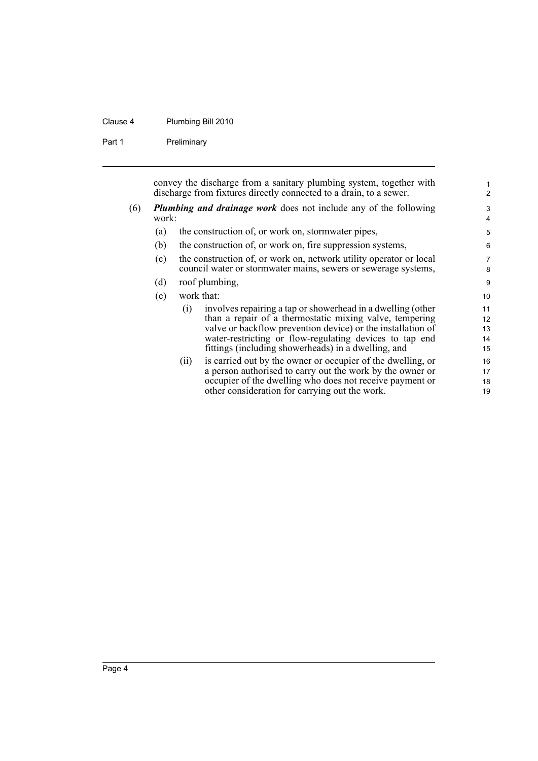convey the discharge from a sanitary plumbing system, together with discharge from fixtures directly connected to a drain, to a sewer.

(6) ***Plumbing and drainage work*** does not include any of the following work:

(a) the construction of, or work on, stormwater pipes,

(b) the construction of, or work on, fire suppression systems,

(c) the construction of, or work on, network utility operator or local council water or stormwater mains, sewers or sewerage systems,

(d) roof plumbing,

(e) work that:

(i) involves repairing a tap or showerhead in a dwelling (other than a repair of a thermostatic mixing valve, tempering valve or backflow prevention device) or the installation of water-restricting or flow-regulating devices to tap end fittings (including showerheads) in a dwelling, and

(ii) is carried out by the owner or occupier of the dwelling, or a person authorised to carry out the work by the owner or occupier of the dwelling who does not receive payment or other consideration for carrying out the work.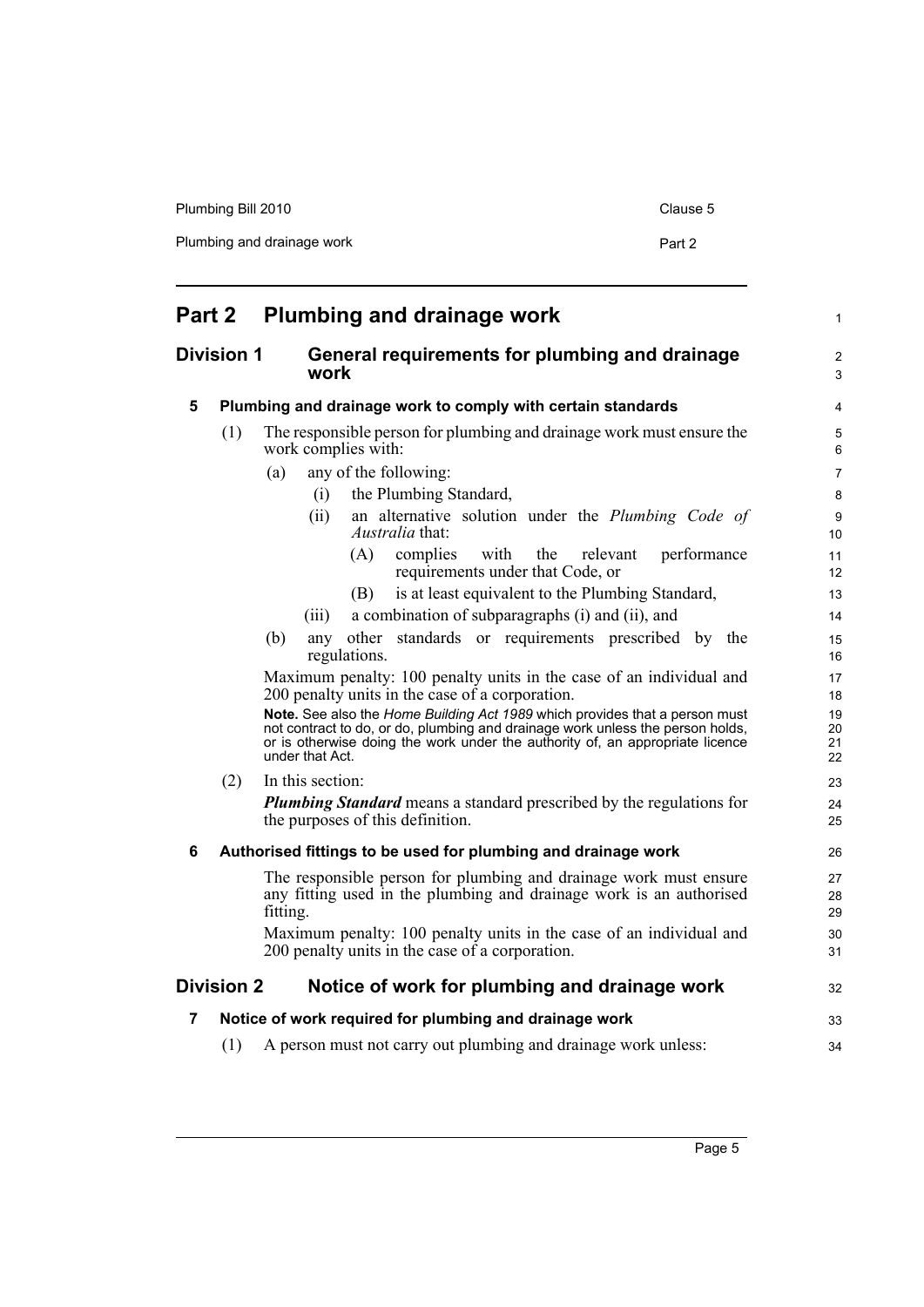# Part 2 Plumbing and drainage work

## Division 1 General requirements for plumbing and drainage work

### 5 Plumbing and drainage work to comply with certain standards

(1) The responsible person for plumbing and drainage work must ensure the work complies with:

- (a) any of the following:
  - (i) the Plumbing Standard,
  - (ii) an alternative solution under the *Plumbing Code of Australia* that:
    - (A) complies with the relevant performance requirements under that Code, or
    - (B) is at least equivalent to the Plumbing Standard,
  - (iii) a combination of subparagraphs (i) and (ii), and
- (b) any other standards or requirements prescribed by the regulations.

Maximum penalty: 100 penalty units in the case of an individual and 200 penalty units in the case of a corporation.

**Note.** See also the *Home Building Act 1989* which provides that a person must not contract to do, or do, plumbing and drainage work unless the person holds, or is otherwise doing the work under the authority of, an appropriate licence under that Act.

(2) In this section:

***Plumbing Standard*** means a standard prescribed by the regulations for the purposes of this definition.

### 6 Authorised fittings to be used for plumbing and drainage work

The responsible person for plumbing and drainage work must ensure any fitting used in the plumbing and drainage work is an authorised fitting.

Maximum penalty: 100 penalty units in the case of an individual and 200 penalty units in the case of a corporation.

## Division 2 Notice of work for plumbing and drainage work

### 7 Notice of work required for plumbing and drainage work

(1) A person must not carry out plumbing and drainage work unless: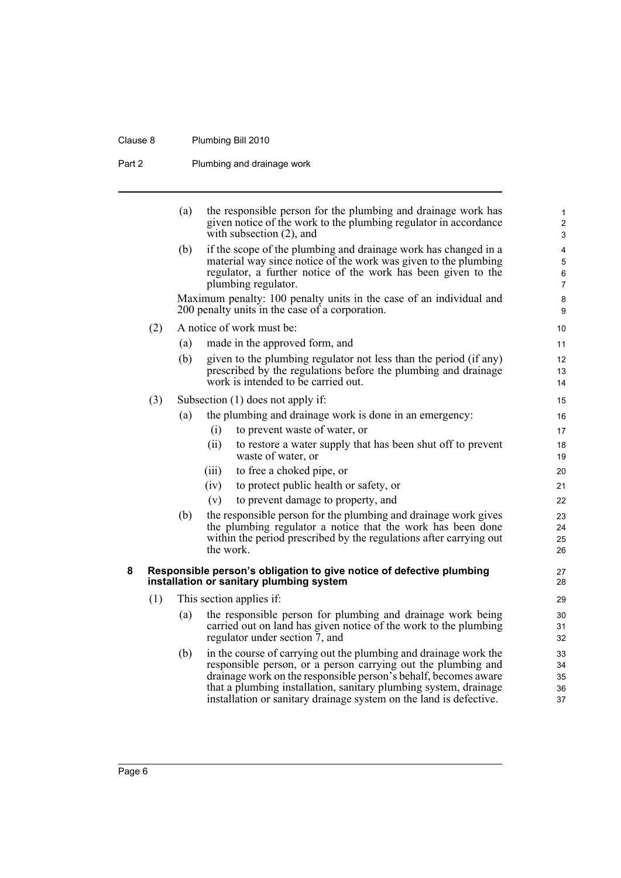(a) the responsible person for the plumbing and drainage work has given notice of the work to the plumbing regulator in accordance with subsection (2), and

(b) if the scope of the plumbing and drainage work has changed in a material way since notice of the work was given to the plumbing regulator, a further notice of the work has been given to the plumbing regulator.

Maximum penalty: 100 penalty units in the case of an individual and 200 penalty units in the case of a corporation.

(2) A notice of work must be:

(a) made in the approved form, and

(b) given to the plumbing regulator not less than the period (if any) prescribed by the regulations before the plumbing and drainage work is intended to be carried out.

(3) Subsection (1) does not apply if:

(a) the plumbing and drainage work is done in an emergency:

(i) to prevent waste of water, or

(ii) to restore a water supply that has been shut off to prevent waste of water, or

(iii) to free a choked pipe, or

(iv) to protect public health or safety, or

(v) to prevent damage to property, and

(b) the responsible person for the plumbing and drainage work gives the plumbing regulator a notice that the work has been done within the period prescribed by the regulations after carrying out the work.

### 8 Responsible person's obligation to give notice of defective plumbing installation or sanitary plumbing system

(1) This section applies if:

(a) the responsible person for plumbing and drainage work being carried out on land has given notice of the work to the plumbing regulator under section 7, and

(b) in the course of carrying out the plumbing and drainage work the responsible person, or a person carrying out the plumbing and drainage work on the responsible person's behalf, becomes aware that a plumbing installation, sanitary plumbing system, drainage installation or sanitary drainage system on the land is defective.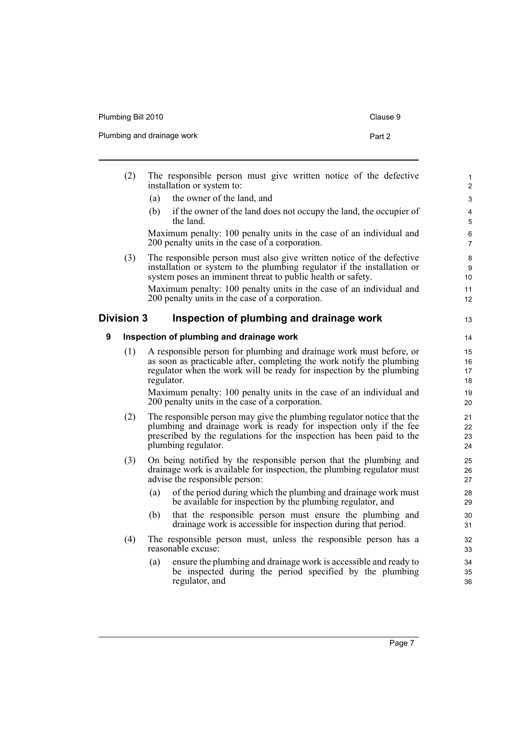(2) The responsible person must give written notice of the defective installation or system to:

(a) the owner of the land, and

(b) if the owner of the land does not occupy the land, the occupier of the land.

Maximum penalty: 100 penalty units in the case of an individual and 200 penalty units in the case of a corporation.

(3) The responsible person must also give written notice of the defective installation or system to the plumbing regulator if the installation or system poses an imminent threat to public health or safety.

Maximum penalty: 100 penalty units in the case of an individual and 200 penalty units in the case of a corporation.

## Division 3 Inspection of plumbing and drainage work

### 9 Inspection of plumbing and drainage work

(1) A responsible person for plumbing and drainage work must before, or as soon as practicable after, completing the work notify the plumbing regulator when the work will be ready for inspection by the plumbing regulator.

Maximum penalty: 100 penalty units in the case of an individual and 200 penalty units in the case of a corporation.

(2) The responsible person may give the plumbing regulator notice that the plumbing and drainage work is ready for inspection only if the fee prescribed by the regulations for the inspection has been paid to the plumbing regulator.

(3) On being notified by the responsible person that the plumbing and drainage work is available for inspection, the plumbing regulator must advise the responsible person:

(a) of the period during which the plumbing and drainage work must be available for inspection by the plumbing regulator, and

(b) that the responsible person must ensure the plumbing and drainage work is accessible for inspection during that period.

(4) The responsible person must, unless the responsible person has a reasonable excuse:

(a) ensure the plumbing and drainage work is accessible and ready to be inspected during the period specified by the plumbing regulator, and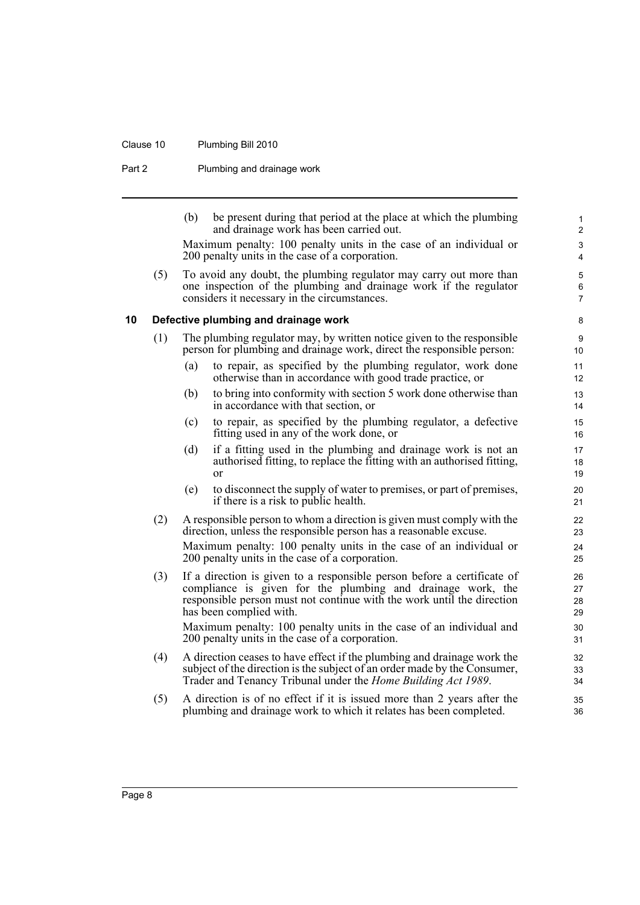(b) be present during that period at the place at which the plumbing and drainage work has been carried out.

Maximum penalty: 100 penalty units in the case of an individual or 200 penalty units in the case of a corporation.

(5) To avoid any doubt, the plumbing regulator may carry out more than one inspection of the plumbing and drainage work if the regulator considers it necessary in the circumstances.

### 10 Defective plumbing and drainage work

(1) The plumbing regulator may, by written notice given to the responsible person for plumbing and drainage work, direct the responsible person:

(a) to repair, as specified by the plumbing regulator, work done otherwise than in accordance with good trade practice, or

(b) to bring into conformity with section 5 work done otherwise than in accordance with that section, or

(c) to repair, as specified by the plumbing regulator, a defective fitting used in any of the work done, or

(d) if a fitting used in the plumbing and drainage work is not an authorised fitting, to replace the fitting with an authorised fitting, or

(e) to disconnect the supply of water to premises, or part of premises, if there is a risk to public health.

(2) A responsible person to whom a direction is given must comply with the direction, unless the responsible person has a reasonable excuse.

Maximum penalty: 100 penalty units in the case of an individual or 200 penalty units in the case of a corporation.

(3) If a direction is given to a responsible person before a certificate of compliance is given for the plumbing and drainage work, the responsible person must not continue with the work until the direction has been complied with.

Maximum penalty: 100 penalty units in the case of an individual and 200 penalty units in the case of a corporation.

(4) A direction ceases to have effect if the plumbing and drainage work the subject of the direction is the subject of an order made by the Consumer, Trader and Tenancy Tribunal under the *Home Building Act 1989*.

(5) A direction is of no effect if it is issued more than 2 years after the plumbing and drainage work to which it relates has been completed.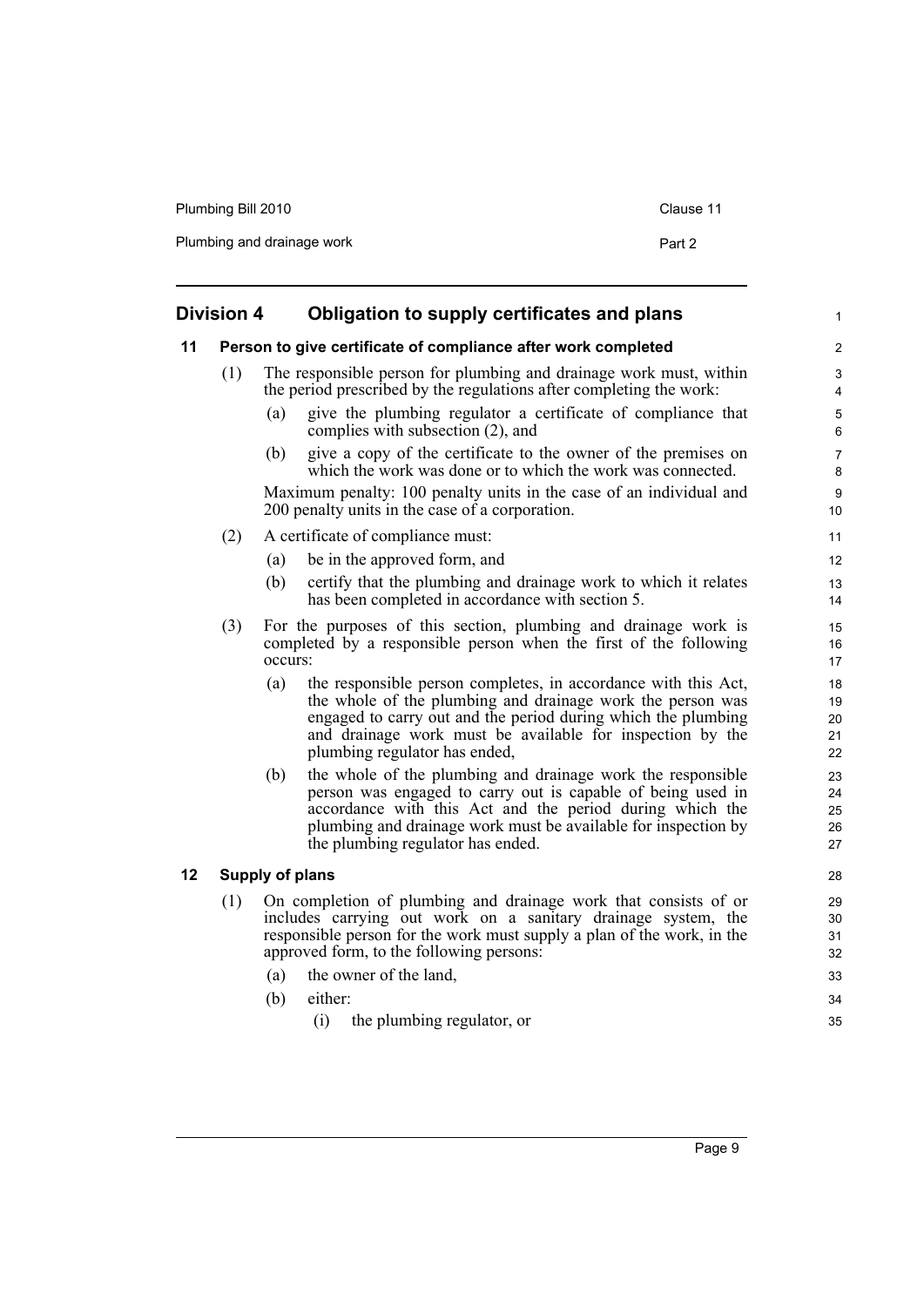## Division 4 Obligation to supply certificates and plans

### 11 Person to give certificate of compliance after work completed

(1) The responsible person for plumbing and drainage work must, within the period prescribed by the regulations after completing the work:

- (a) give the plumbing regulator a certificate of compliance that complies with subsection (2), and
- (b) give a copy of the certificate to the owner of the premises on which the work was done or to which the work was connected.

Maximum penalty: 100 penalty units in the case of an individual and 200 penalty units in the case of a corporation.

(2) A certificate of compliance must:

- (a) be in the approved form, and
- (b) certify that the plumbing and drainage work to which it relates has been completed in accordance with section 5.

(3) For the purposes of this section, plumbing and drainage work is completed by a responsible person when the first of the following occurs:

- (a) the responsible person completes, in accordance with this Act, the whole of the plumbing and drainage work the person was engaged to carry out and the period during which the plumbing and drainage work must be available for inspection by the plumbing regulator has ended,
- (b) the whole of the plumbing and drainage work the responsible person was engaged to carry out is capable of being used in accordance with this Act and the period during which the plumbing and drainage work must be available for inspection by the plumbing regulator has ended.

### 12 Supply of plans

(1) On completion of plumbing and drainage work that consists of or includes carrying out work on a sanitary drainage system, the responsible person for the work must supply a plan of the work, in the approved form, to the following persons:

- (a) the owner of the land,
- (b) either:
  - (i) the plumbing regulator, or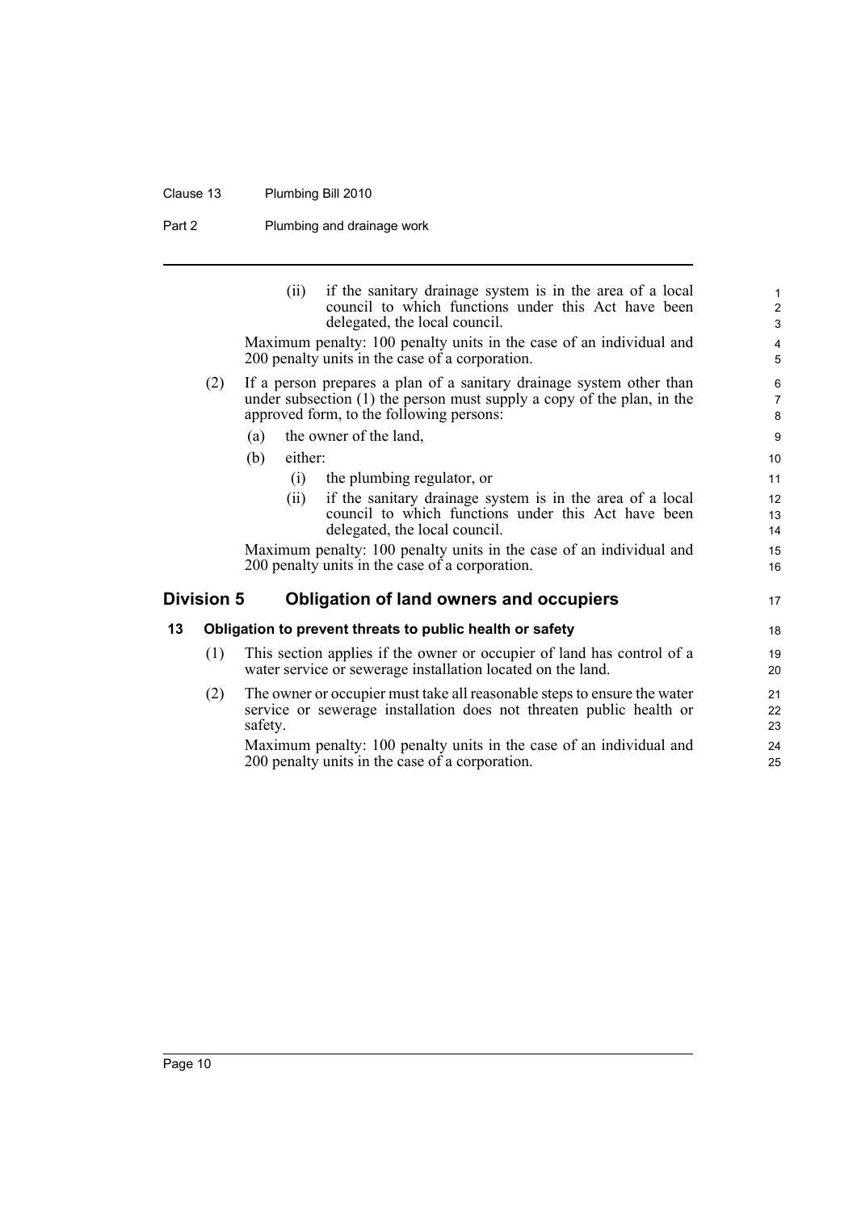(ii) if the sanitary drainage system is in the area of a local council to which functions under this Act have been delegated, the local council.

Maximum penalty: 100 penalty units in the case of an individual and 200 penalty units in the case of a corporation.

(2) If a person prepares a plan of a sanitary drainage system other than under subsection (1) the person must supply a copy of the plan, in the approved form, to the following persons:

(a) the owner of the land,

(b) either:

(i) the plumbing regulator, or

(ii) if the sanitary drainage system is in the area of a local council to which functions under this Act have been delegated, the local council.

Maximum penalty: 100 penalty units in the case of an individual and 200 penalty units in the case of a corporation.

## Division 5 Obligation of land owners and occupiers

### 13 Obligation to prevent threats to public health or safety

(1) This section applies if the owner or occupier of land has control of a water service or sewerage installation located on the land.

(2) The owner or occupier must take all reasonable steps to ensure the water service or sewerage installation does not threaten public health or safety.

Maximum penalty: 100 penalty units in the case of an individual and 200 penalty units in the case of a corporation.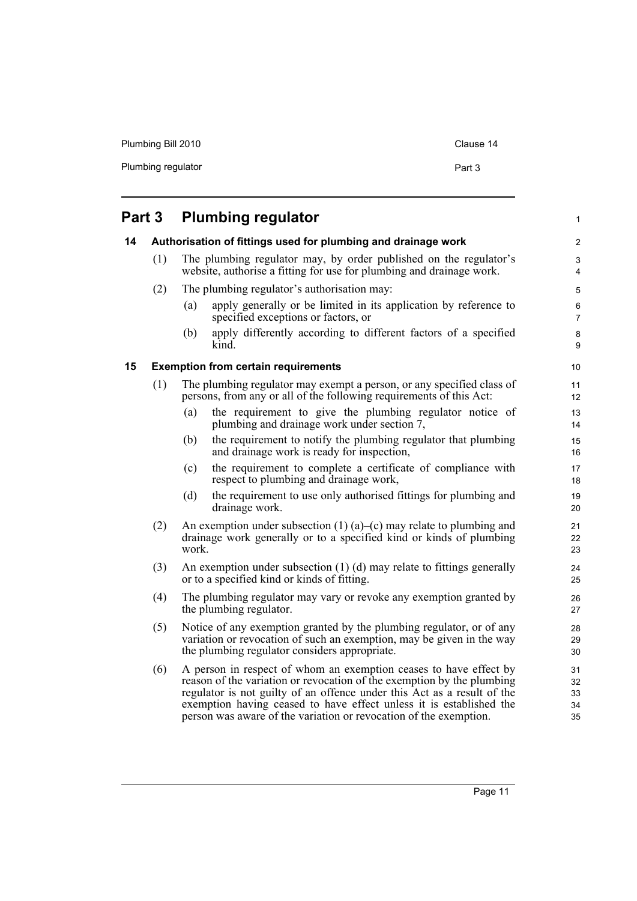# Part 3 Plumbing regulator

## 14 Authorisation of fittings used for plumbing and drainage work

(1) The plumbing regulator may, by order published on the regulator's website, authorise a fitting for use for plumbing and drainage work.

(2) The plumbing regulator's authorisation may:

- (a) apply generally or be limited in its application by reference to specified exceptions or factors, or
- (b) apply differently according to different factors of a specified kind.

## 15 Exemption from certain requirements

(1) The plumbing regulator may exempt a person, or any specified class of persons, from any or all of the following requirements of this Act:

- (a) the requirement to give the plumbing regulator notice of plumbing and drainage work under section 7,
- (b) the requirement to notify the plumbing regulator that plumbing and drainage work is ready for inspection,
- (c) the requirement to complete a certificate of compliance with respect to plumbing and drainage work,
- (d) the requirement to use only authorised fittings for plumbing and drainage work.

(2) An exemption under subsection (1) (a)–(c) may relate to plumbing and drainage work generally or to a specified kind or kinds of plumbing work.

(3) An exemption under subsection (1) (d) may relate to fittings generally or to a specified kind or kinds of fitting.

(4) The plumbing regulator may vary or revoke any exemption granted by the plumbing regulator.

(5) Notice of any exemption granted by the plumbing regulator, or of any variation or revocation of such an exemption, may be given in the way the plumbing regulator considers appropriate.

(6) A person in respect of whom an exemption ceases to have effect by reason of the variation or revocation of the exemption by the plumbing regulator is not guilty of an offence under this Act as a result of the exemption having ceased to have effect unless it is established the person was aware of the variation or revocation of the exemption.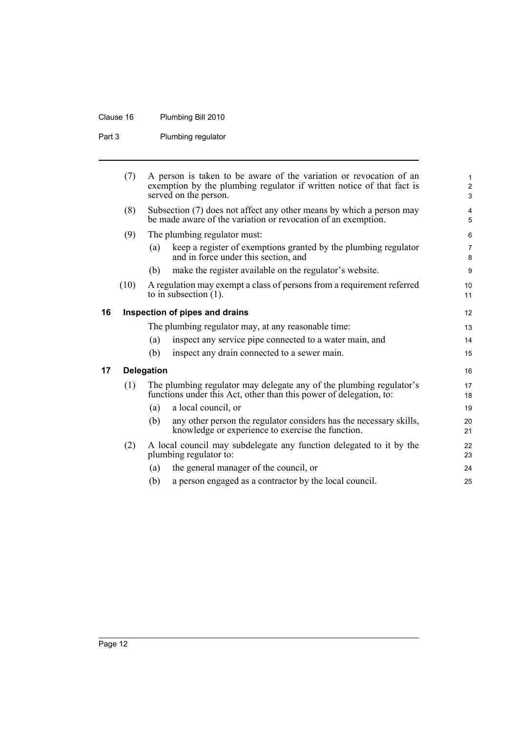(7) A person is taken to be aware of the variation or revocation of an exemption by the plumbing regulator if written notice of that fact is served on the person.

(8) Subsection (7) does not affect any other means by which a person may be made aware of the variation or revocation of an exemption.

(9) The plumbing regulator must:

(a) keep a register of exemptions granted by the plumbing regulator and in force under this section, and

(b) make the register available on the regulator's website.

(10) A regulation may exempt a class of persons from a requirement referred to in subsection (1).

### 16 Inspection of pipes and drains

The plumbing regulator may, at any reasonable time:

(a) inspect any service pipe connected to a water main, and

(b) inspect any drain connected to a sewer main.

### 17 Delegation

(1) The plumbing regulator may delegate any of the plumbing regulator's functions under this Act, other than this power of delegation, to:

(a) a local council, or

(b) any other person the regulator considers has the necessary skills, knowledge or experience to exercise the function.

(2) A local council may subdelegate any function delegated to it by the plumbing regulator to:

(a) the general manager of the council, or

(b) a person engaged as a contractor by the local council.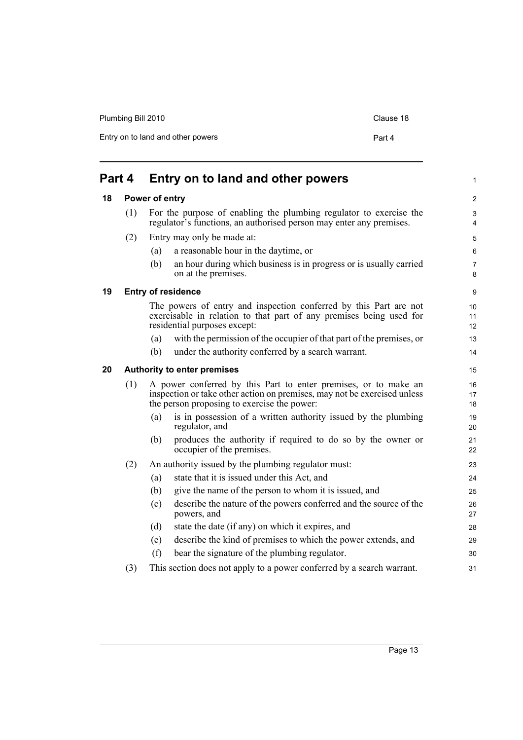# Part 4 Entry on to land and other powers

## 18 Power of entry

(1) For the purpose of enabling the plumbing regulator to exercise the regulator's functions, an authorised person may enter any premises.

(2) Entry may only be made at:

- (a) a reasonable hour in the daytime, or
- (b) an hour during which business is in progress or is usually carried on at the premises.

## 19 Entry of residence

The powers of entry and inspection conferred by this Part are not exercisable in relation to that part of any premises being used for residential purposes except:

- (a) with the permission of the occupier of that part of the premises, or
- (b) under the authority conferred by a search warrant.

## 20 Authority to enter premises

(1) A power conferred by this Part to enter premises, or to make an inspection or take other action on premises, may not be exercised unless the person proposing to exercise the power:

- (a) is in possession of a written authority issued by the plumbing regulator, and
- (b) produces the authority if required to do so by the owner or occupier of the premises.

(2) An authority issued by the plumbing regulator must:

- (a) state that it is issued under this Act, and
- (b) give the name of the person to whom it is issued, and
- (c) describe the nature of the powers conferred and the source of the powers, and
- (d) state the date (if any) on which it expires, and
- (e) describe the kind of premises to which the power extends, and
- (f) bear the signature of the plumbing regulator.

(3) This section does not apply to a power conferred by a search warrant.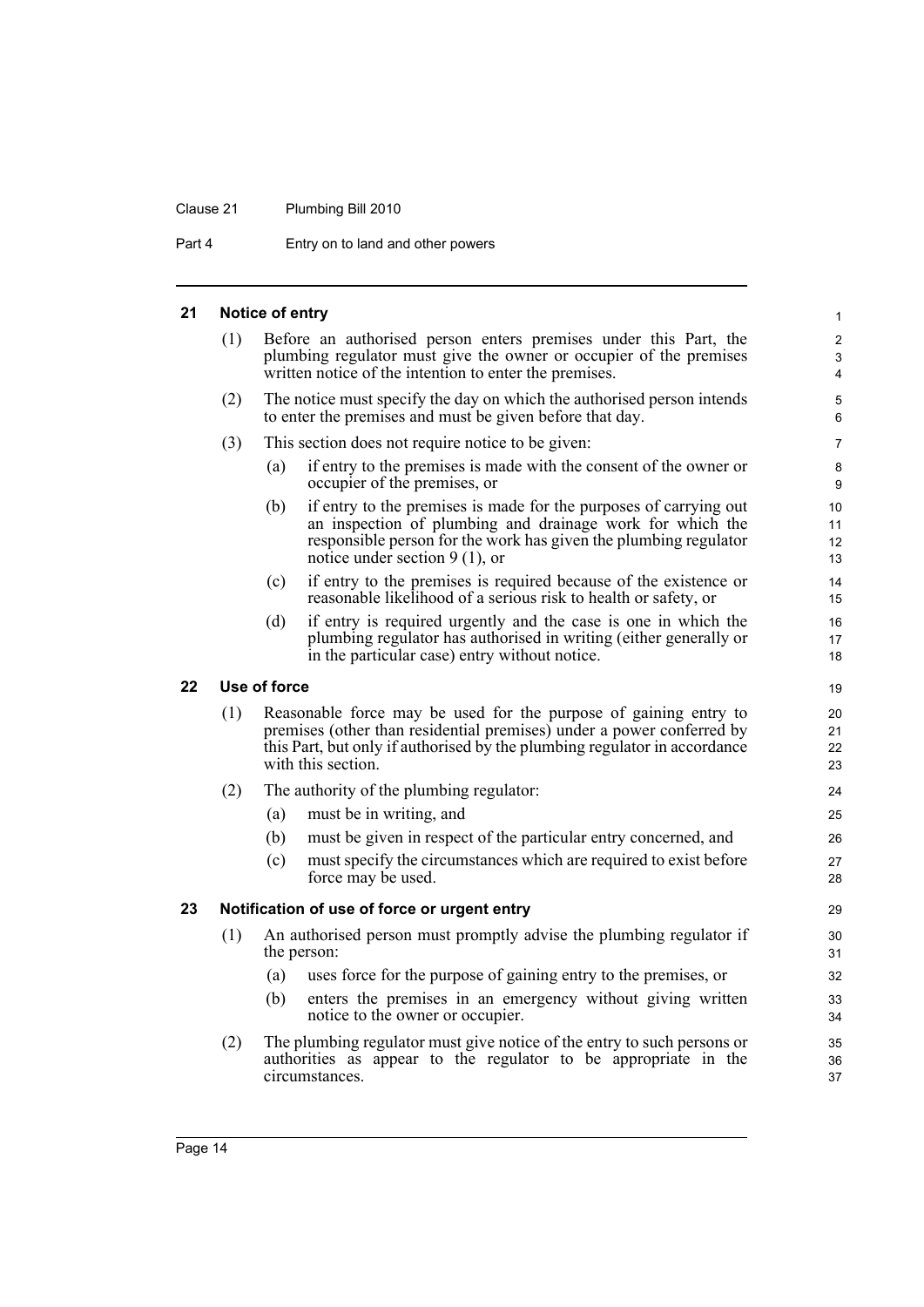## 21 Notice of entry

(1) Before an authorised person enters premises under this Part, the plumbing regulator must give the owner or occupier of the premises written notice of the intention to enter the premises.

(2) The notice must specify the day on which the authorised person intends to enter the premises and must be given before that day.

(3) This section does not require notice to be given:

- (a) if entry to the premises is made with the consent of the owner or occupier of the premises, or
- (b) if entry to the premises is made for the purposes of carrying out an inspection of plumbing and drainage work for which the responsible person for the work has given the plumbing regulator notice under section 9 (1), or
- (c) if entry to the premises is required because of the existence or reasonable likelihood of a serious risk to health or safety, or
- (d) if entry is required urgently and the case is one in which the plumbing regulator has authorised in writing (either generally or in the particular case) entry without notice.

## 22 Use of force

(1) Reasonable force may be used for the purpose of gaining entry to premises (other than residential premises) under a power conferred by this Part, but only if authorised by the plumbing regulator in accordance with this section.

(2) The authority of the plumbing regulator:

- (a) must be in writing, and
- (b) must be given in respect of the particular entry concerned, and
- (c) must specify the circumstances which are required to exist before force may be used.

## 23 Notification of use of force or urgent entry

(1) An authorised person must promptly advise the plumbing regulator if the person:

- (a) uses force for the purpose of gaining entry to the premises, or
- (b) enters the premises in an emergency without giving written notice to the owner or occupier.

(2) The plumbing regulator must give notice of the entry to such persons or authorities as appear to the regulator to be appropriate in the circumstances.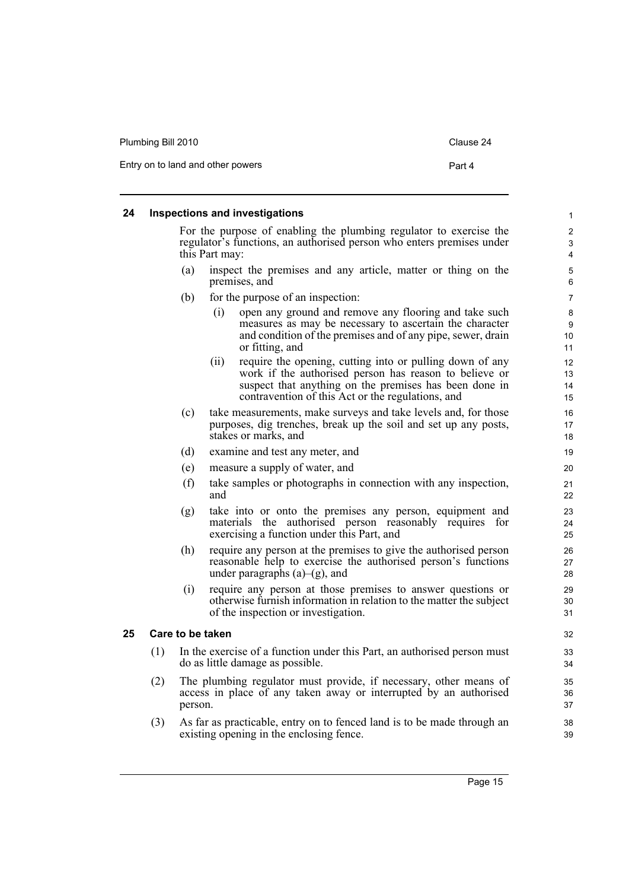## 24 Inspections and investigations

For the purpose of enabling the plumbing regulator to exercise the regulator's functions, an authorised person who enters premises under this Part may:

(a) inspect the premises and any article, matter or thing on the premises, and

(b) for the purpose of an inspection:

   (i) open any ground and remove any flooring and take such measures as may be necessary to ascertain the character and condition of the premises and of any pipe, sewer, drain or fitting, and

   (ii) require the opening, cutting into or pulling down of any work if the authorised person has reason to believe or suspect that anything on the premises has been done in contravention of this Act or the regulations, and

(c) take measurements, make surveys and take levels and, for those purposes, dig trenches, break up the soil and set up any posts, stakes or marks, and

(d) examine and test any meter, and

(e) measure a supply of water, and

(f) take samples or photographs in connection with any inspection, and

(g) take into or onto the premises any person, equipment and materials the authorised person reasonably requires for exercising a function under this Part, and

(h) require any person at the premises to give the authorised person reasonable help to exercise the authorised person's functions under paragraphs (a)–(g), and

(i) require any person at those premises to answer questions or otherwise furnish information in relation to the matter the subject of the inspection or investigation.

## 25 Care to be taken

(1) In the exercise of a function under this Part, an authorised person must do as little damage as possible.

(2) The plumbing regulator must provide, if necessary, other means of access in place of any taken away or interrupted by an authorised person.

(3) As far as practicable, entry on to fenced land is to be made through an existing opening in the enclosing fence.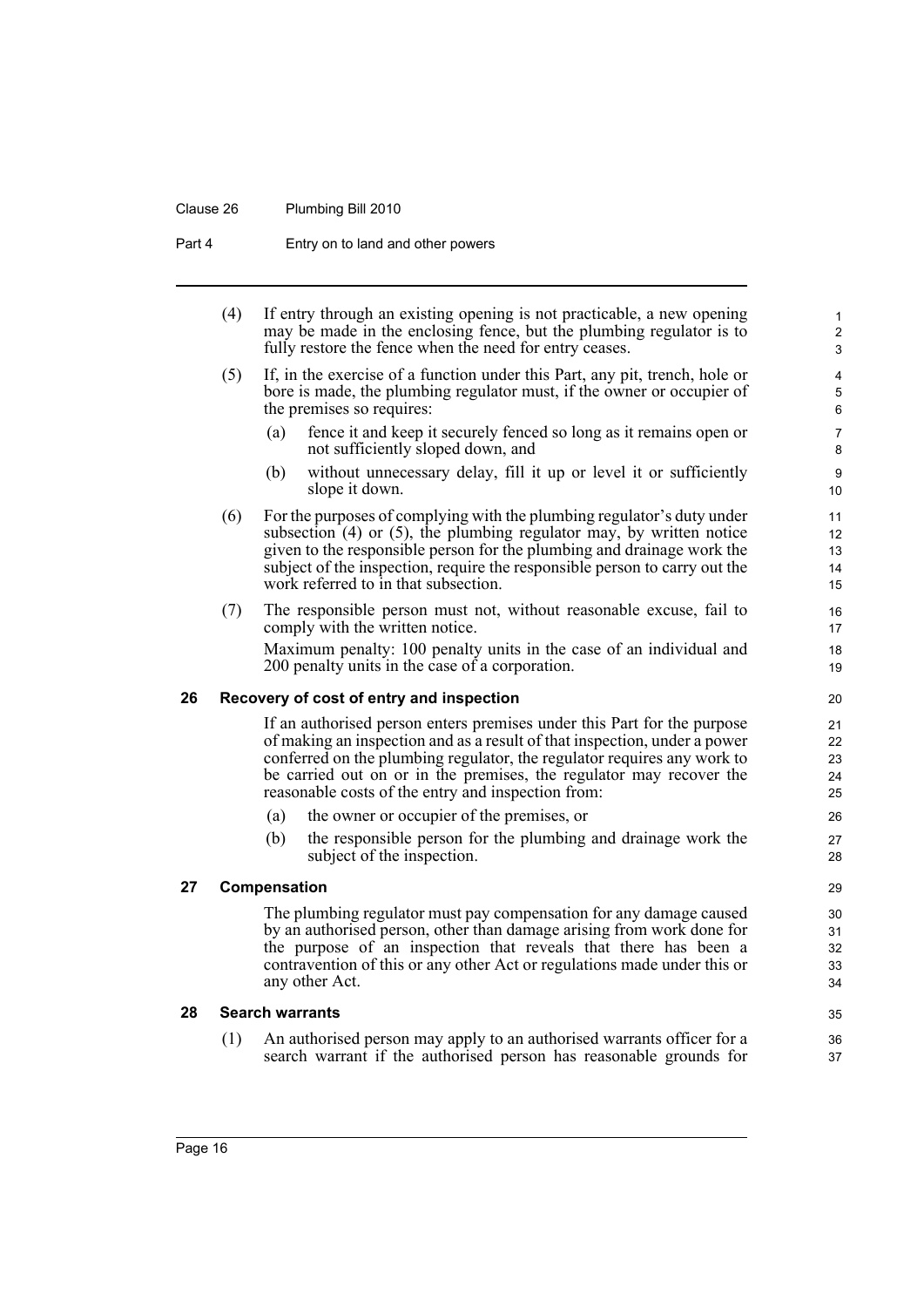(4) If entry through an existing opening is not practicable, a new opening may be made in the enclosing fence, but the plumbing regulator is to fully restore the fence when the need for entry ceases.

(5) If, in the exercise of a function under this Part, any pit, trench, hole or bore is made, the plumbing regulator must, if the owner or occupier of the premises so requires:

(a) fence it and keep it securely fenced so long as it remains open or not sufficiently sloped down, and

(b) without unnecessary delay, fill it up or level it or sufficiently slope it down.

(6) For the purposes of complying with the plumbing regulator's duty under subsection (4) or (5), the plumbing regulator may, by written notice given to the responsible person for the plumbing and drainage work the subject of the inspection, require the responsible person to carry out the work referred to in that subsection.

(7) The responsible person must not, without reasonable excuse, fail to comply with the written notice.

Maximum penalty: 100 penalty units in the case of an individual and 200 penalty units in the case of a corporation.

### 26 Recovery of cost of entry and inspection

If an authorised person enters premises under this Part for the purpose of making an inspection and as a result of that inspection, under a power conferred on the plumbing regulator, the regulator requires any work to be carried out on or in the premises, the regulator may recover the reasonable costs of the entry and inspection from:

(a) the owner or occupier of the premises, or

(b) the responsible person for the plumbing and drainage work the subject of the inspection.

### 27 Compensation

The plumbing regulator must pay compensation for any damage caused by an authorised person, other than damage arising from work done for the purpose of an inspection that reveals that there has been a contravention of this or any other Act or regulations made under this or any other Act.

### 28 Search warrants

(1) An authorised person may apply to an authorised warrants officer for a search warrant if the authorised person has reasonable grounds for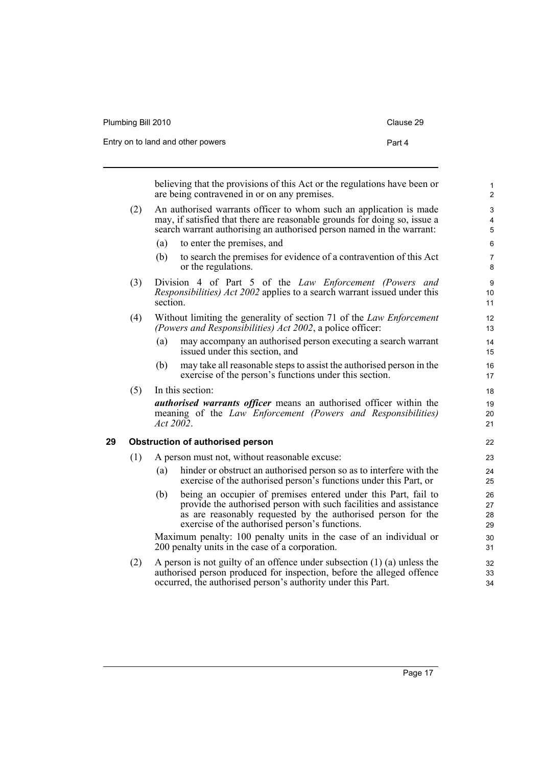believing that the provisions of this Act or the regulations have been or are being contravened in or on any premises.

(2) An authorised warrants officer to whom such an application is made may, if satisfied that there are reasonable grounds for doing so, issue a search warrant authorising an authorised person named in the warrant:

- (a) to enter the premises, and
- (b) to search the premises for evidence of a contravention of this Act or the regulations.

(3) Division 4 of Part 5 of the *Law Enforcement (Powers and Responsibilities) Act 2002* applies to a search warrant issued under this section.

(4) Without limiting the generality of section 71 of the *Law Enforcement (Powers and Responsibilities) Act 2002*, a police officer:

- (a) may accompany an authorised person executing a search warrant issued under this section, and
- (b) may take all reasonable steps to assist the authorised person in the exercise of the person's functions under this section.

(5) In this section:

***authorised warrants officer*** means an authorised officer within the meaning of the *Law Enforcement (Powers and Responsibilities) Act 2002*.

## 29 Obstruction of authorised person

(1) A person must not, without reasonable excuse:

- (a) hinder or obstruct an authorised person so as to interfere with the exercise of the authorised person's functions under this Part, or
- (b) being an occupier of premises entered under this Part, fail to provide the authorised person with such facilities and assistance as are reasonably requested by the authorised person for the exercise of the authorised person's functions.

Maximum penalty: 100 penalty units in the case of an individual or 200 penalty units in the case of a corporation.

(2) A person is not guilty of an offence under subsection (1) (a) unless the authorised person produced for inspection, before the alleged offence occurred, the authorised person's authority under this Part.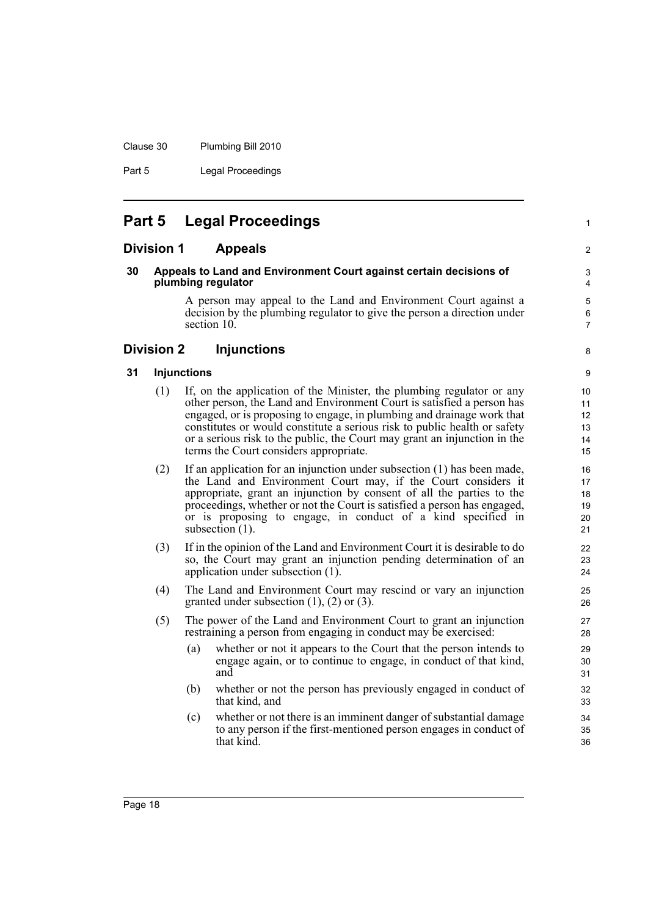# Part 5 Legal Proceedings

## Division 1 Appeals

### 30 Appeals to Land and Environment Court against certain decisions of plumbing regulator

A person may appeal to the Land and Environment Court against a decision by the plumbing regulator to give the person a direction under section 10.

## Division 2 Injunctions

### 31 Injunctions

(1) If, on the application of the Minister, the plumbing regulator or any other person, the Land and Environment Court is satisfied a person has engaged, or is proposing to engage, in plumbing and drainage work that constitutes or would constitute a serious risk to public health or safety or a serious risk to the public, the Court may grant an injunction in the terms the Court considers appropriate.

(2) If an application for an injunction under subsection (1) has been made, the Land and Environment Court may, if the Court considers it appropriate, grant an injunction by consent of all the parties to the proceedings, whether or not the Court is satisfied a person has engaged, or is proposing to engage, in conduct of a kind specified in subsection (1).

(3) If in the opinion of the Land and Environment Court it is desirable to do so, the Court may grant an injunction pending determination of an application under subsection (1).

(4) The Land and Environment Court may rescind or vary an injunction granted under subsection (1), (2) or (3).

(5) The power of the Land and Environment Court to grant an injunction restraining a person from engaging in conduct may be exercised:

- (a) whether or not it appears to the Court that the person intends to engage again, or to continue to engage, in conduct of that kind, and
- (b) whether or not the person has previously engaged in conduct of that kind, and
- (c) whether or not there is an imminent danger of substantial damage to any person if the first-mentioned person engages in conduct of that kind.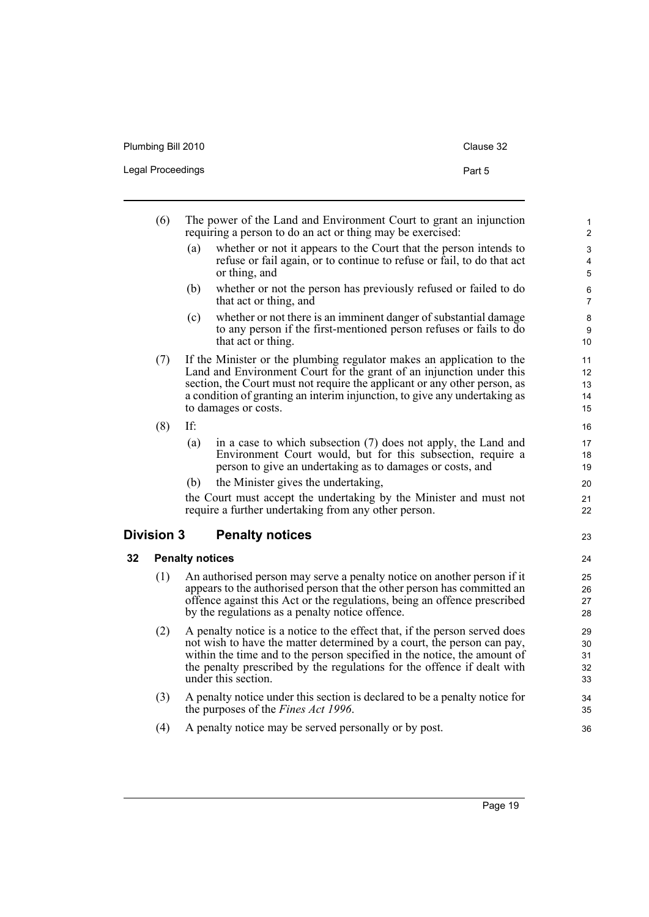(6) The power of the Land and Environment Court to grant an injunction requiring a person to do an act or thing may be exercised:

   (a) whether or not it appears to the Court that the person intends to refuse or fail again, or to continue to refuse or fail, to do that act or thing, and

   (b) whether or not the person has previously refused or failed to do that act or thing, and

   (c) whether or not there is an imminent danger of substantial damage to any person if the first-mentioned person refuses or fails to do that act or thing.

(7) If the Minister or the plumbing regulator makes an application to the Land and Environment Court for the grant of an injunction under this section, the Court must not require the applicant or any other person, as a condition of granting an interim injunction, to give any undertaking as to damages or costs.

(8) If:

   (a) in a case to which subsection (7) does not apply, the Land and Environment Court would, but for this subsection, require a person to give an undertaking as to damages or costs, and

   (b) the Minister gives the undertaking,

   the Court must accept the undertaking by the Minister and must not require a further undertaking from any other person.

## Division 3 Penalty notices

### 32 Penalty notices

(1) An authorised person may serve a penalty notice on another person if it appears to the authorised person that the other person has committed an offence against this Act or the regulations, being an offence prescribed by the regulations as a penalty notice offence.

(2) A penalty notice is a notice to the effect that, if the person served does not wish to have the matter determined by a court, the person can pay, within the time and to the person specified in the notice, the amount of the penalty prescribed by the regulations for the offence if dealt with under this section.

(3) A penalty notice under this section is declared to be a penalty notice for the purposes of the *Fines Act 1996*.

(4) A penalty notice may be served personally or by post.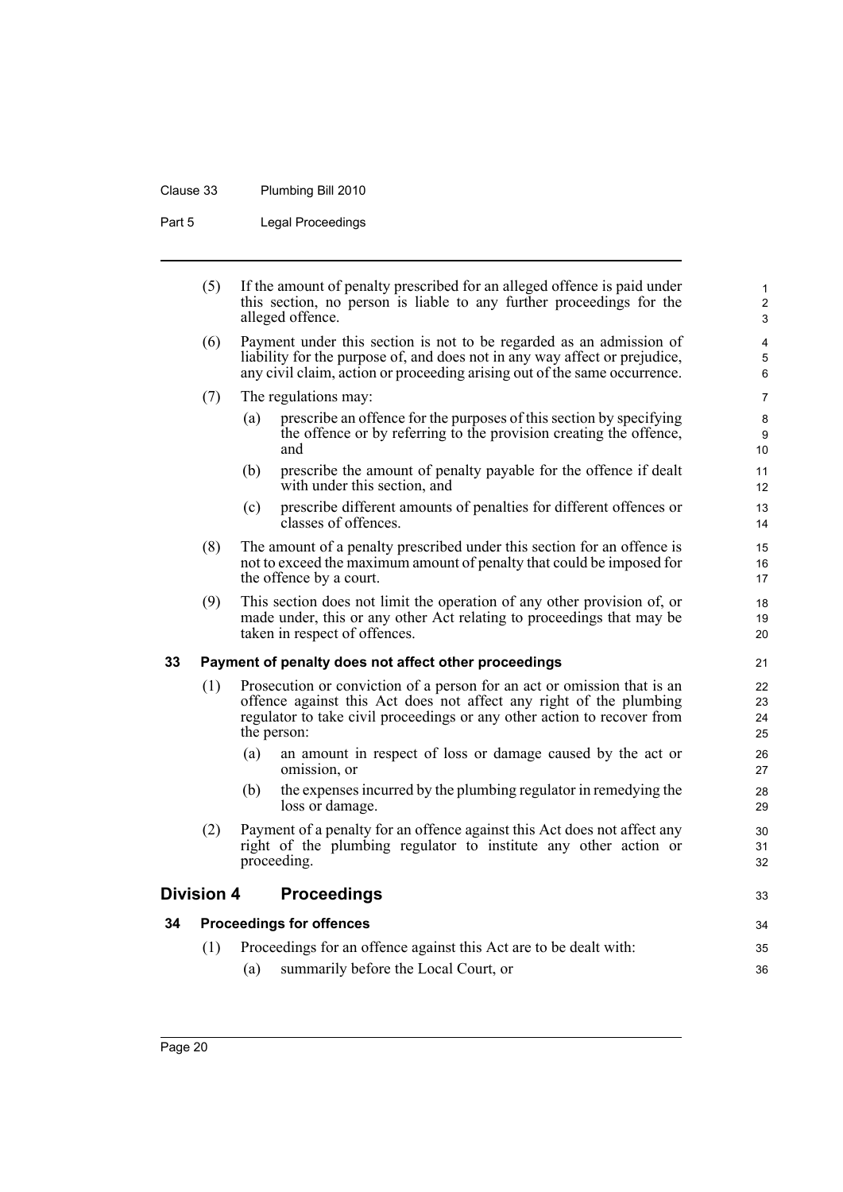(5) If the amount of penalty prescribed for an alleged offence is paid under this section, no person is liable to any further proceedings for the alleged offence.

(6) Payment under this section is not to be regarded as an admission of liability for the purpose of, and does not in any way affect or prejudice, any civil claim, action or proceeding arising out of the same occurrence.

(7) The regulations may:

(a) prescribe an offence for the purposes of this section by specifying the offence or by referring to the provision creating the offence, and

(b) prescribe the amount of penalty payable for the offence if dealt with under this section, and

(c) prescribe different amounts of penalties for different offences or classes of offences.

(8) The amount of a penalty prescribed under this section for an offence is not to exceed the maximum amount of penalty that could be imposed for the offence by a court.

(9) This section does not limit the operation of any other provision of, or made under, this or any other Act relating to proceedings that may be taken in respect of offences.

### 33 Payment of penalty does not affect other proceedings

(1) Prosecution or conviction of a person for an act or omission that is an offence against this Act does not affect any right of the plumbing regulator to take civil proceedings or any other action to recover from the person:

(a) an amount in respect of loss or damage caused by the act or omission, or

(b) the expenses incurred by the plumbing regulator in remedying the loss or damage.

(2) Payment of a penalty for an offence against this Act does not affect any right of the plumbing regulator to institute any other action or proceeding.

## Division 4 Proceedings

### 34 Proceedings for offences

(1) Proceedings for an offence against this Act are to be dealt with:

(a) summarily before the Local Court, or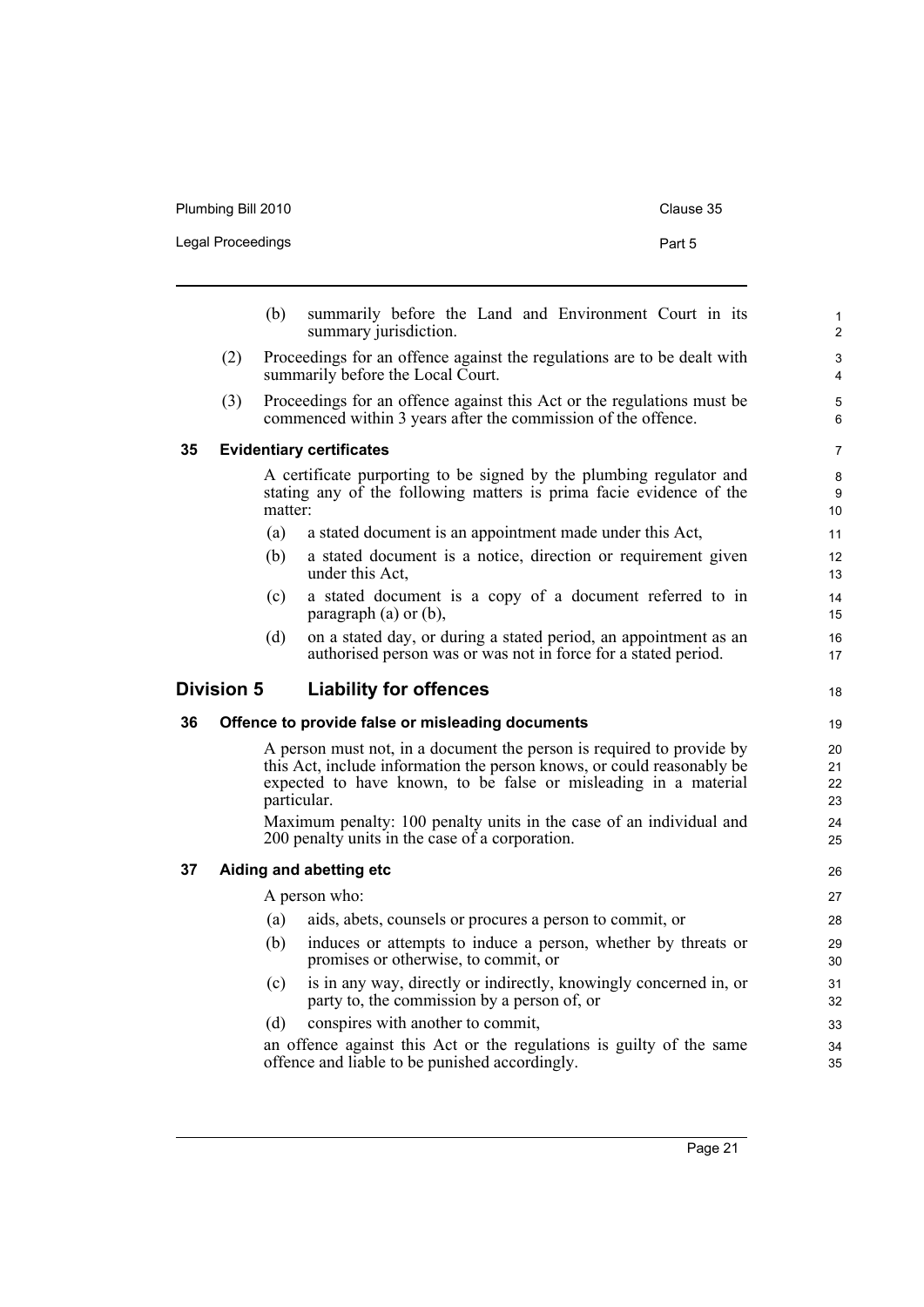(b) summarily before the Land and Environment Court in its summary jurisdiction.

(2) Proceedings for an offence against the regulations are to be dealt with summarily before the Local Court.

(3) Proceedings for an offence against this Act or the regulations must be commenced within 3 years after the commission of the offence.

### 35 Evidentiary certificates

A certificate purporting to be signed by the plumbing regulator and stating any of the following matters is prima facie evidence of the matter:

(a) a stated document is an appointment made under this Act,

(b) a stated document is a notice, direction or requirement given under this Act,

(c) a stated document is a copy of a document referred to in paragraph (a) or (b),

(d) on a stated day, or during a stated period, an appointment as an authorised person was or was not in force for a stated period.

## Division 5 Liability for offences

### 36 Offence to provide false or misleading documents

A person must not, in a document the person is required to provide by this Act, include information the person knows, or could reasonably be expected to have known, to be false or misleading in a material particular.

Maximum penalty: 100 penalty units in the case of an individual and 200 penalty units in the case of a corporation.

### 37 Aiding and abetting etc

A person who:

(a) aids, abets, counsels or procures a person to commit, or

(b) induces or attempts to induce a person, whether by threats or promises or otherwise, to commit, or

(c) is in any way, directly or indirectly, knowingly concerned in, or party to, the commission by a person of, or

(d) conspires with another to commit,

an offence against this Act or the regulations is guilty of the same offence and liable to be punished accordingly.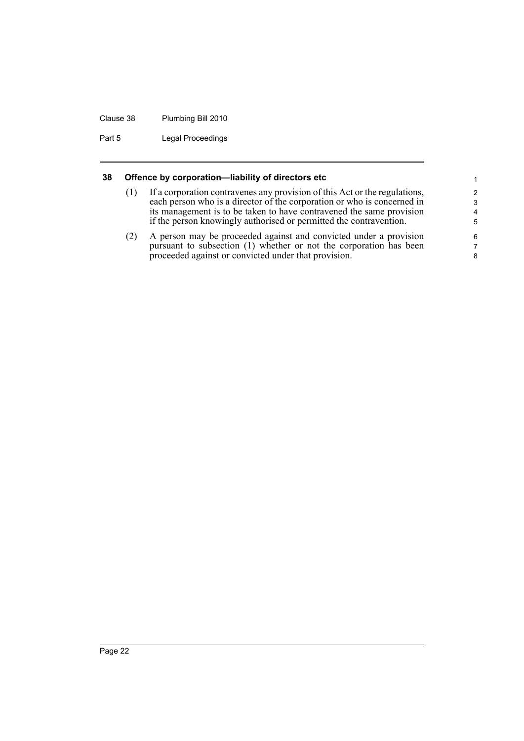## 38 Offence by corporation—liability of directors etc

(1) If a corporation contravenes any provision of this Act or the regulations, each person who is a director of the corporation or who is concerned in its management is to be taken to have contravened the same provision if the person knowingly authorised or permitted the contravention.

(2) A person may be proceeded against and convicted under a provision pursuant to subsection (1) whether or not the corporation has been proceeded against or convicted under that provision.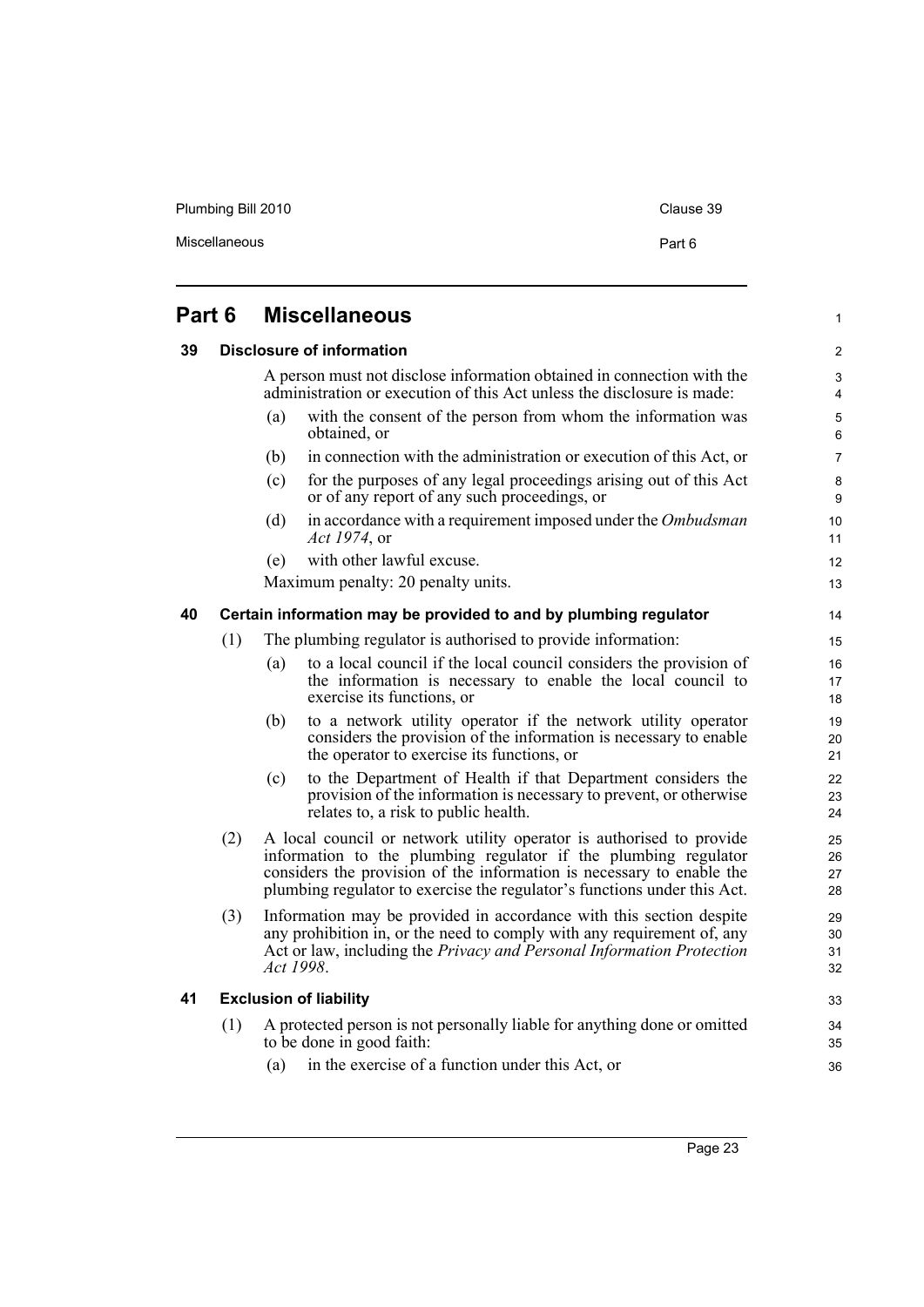# Part 6 Miscellaneous

## 39 Disclosure of information

A person must not disclose information obtained in connection with the administration or execution of this Act unless the disclosure is made:

(a) with the consent of the person from whom the information was obtained, or

(b) in connection with the administration or execution of this Act, or

(c) for the purposes of any legal proceedings arising out of this Act or of any report of any such proceedings, or

(d) in accordance with a requirement imposed under the *Ombudsman Act 1974*, or

(e) with other lawful excuse.

Maximum penalty: 20 penalty units.

## 40 Certain information may be provided to and by plumbing regulator

(1) The plumbing regulator is authorised to provide information:

(a) to a local council if the local council considers the provision of the information is necessary to enable the local council to exercise its functions, or

(b) to a network utility operator if the network utility operator considers the provision of the information is necessary to enable the operator to exercise its functions, or

(c) to the Department of Health if that Department considers the provision of the information is necessary to prevent, or otherwise relates to, a risk to public health.

(2) A local council or network utility operator is authorised to provide information to the plumbing regulator if the plumbing regulator considers the provision of the information is necessary to enable the plumbing regulator to exercise the regulator's functions under this Act.

(3) Information may be provided in accordance with this section despite any prohibition in, or the need to comply with any requirement of, any Act or law, including the *Privacy and Personal Information Protection Act 1998*.

## 41 Exclusion of liability

(1) A protected person is not personally liable for anything done or omitted to be done in good faith:

(a) in the exercise of a function under this Act, or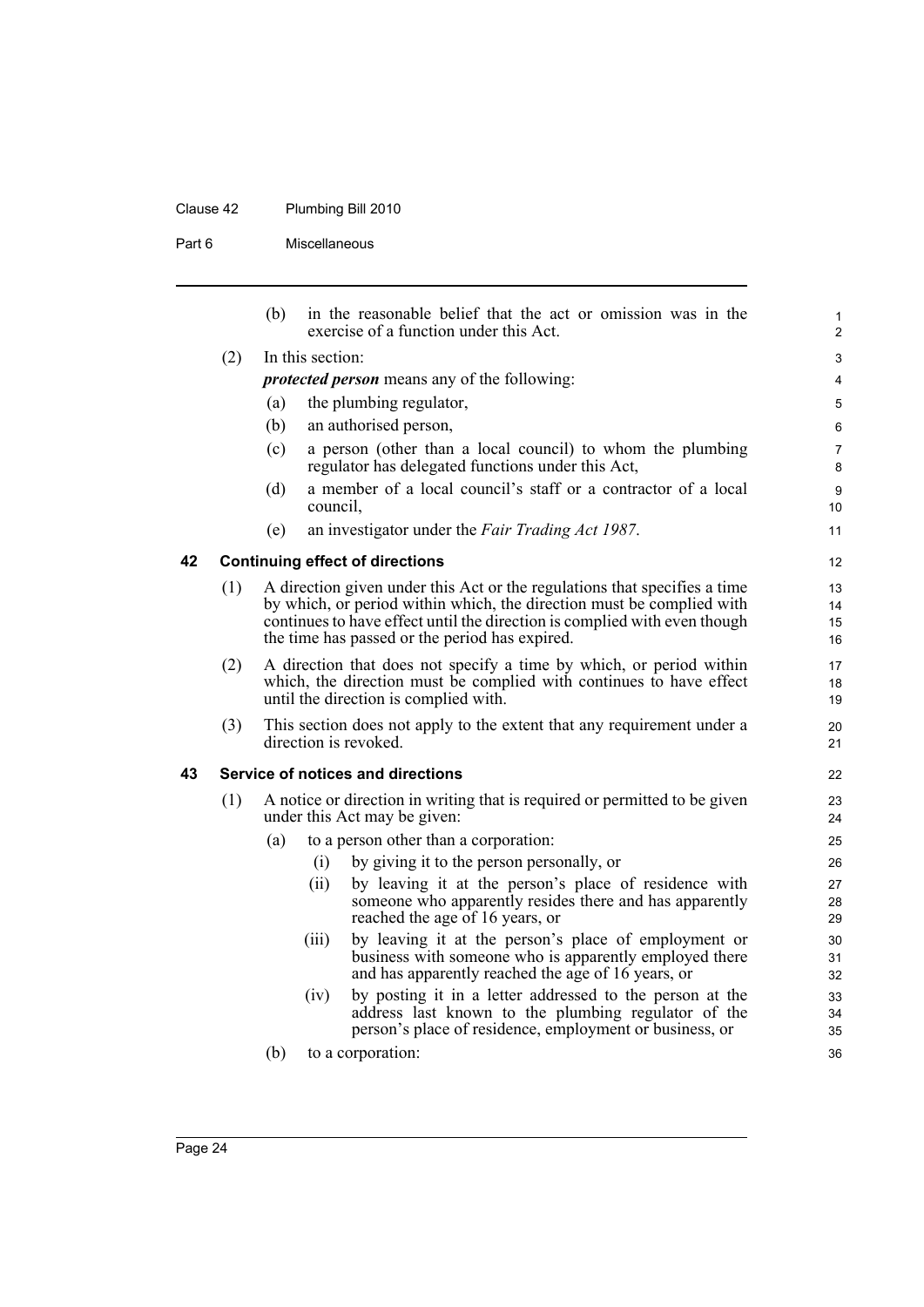(b) in the reasonable belief that the act or omission was in the exercise of a function under this Act.

(2) In this section:

***protected person*** means any of the following:

- (a) the plumbing regulator,
- (b) an authorised person,
- (c) a person (other than a local council) to whom the plumbing regulator has delegated functions under this Act,
- (d) a member of a local council's staff or a contractor of a local council,
- (e) an investigator under the *Fair Trading Act 1987*.

## 42 Continuing effect of directions

(1) A direction given under this Act or the regulations that specifies a time by which, or period within which, the direction must be complied with continues to have effect until the direction is complied with even though the time has passed or the period has expired.

(2) A direction that does not specify a time by which, or period within which, the direction must be complied with continues to have effect until the direction is complied with.

(3) This section does not apply to the extent that any requirement under a direction is revoked.

## 43 Service of notices and directions

(1) A notice or direction in writing that is required or permitted to be given under this Act may be given:

- (a) to a person other than a corporation:
  - (i) by giving it to the person personally, or
  - (ii) by leaving it at the person's place of residence with someone who apparently resides there and has apparently reached the age of 16 years, or
  - (iii) by leaving it at the person's place of employment or business with someone who is apparently employed there and has apparently reached the age of 16 years, or
  - (iv) by posting it in a letter addressed to the person at the address last known to the plumbing regulator of the person's place of residence, employment or business, or
- (b) to a corporation: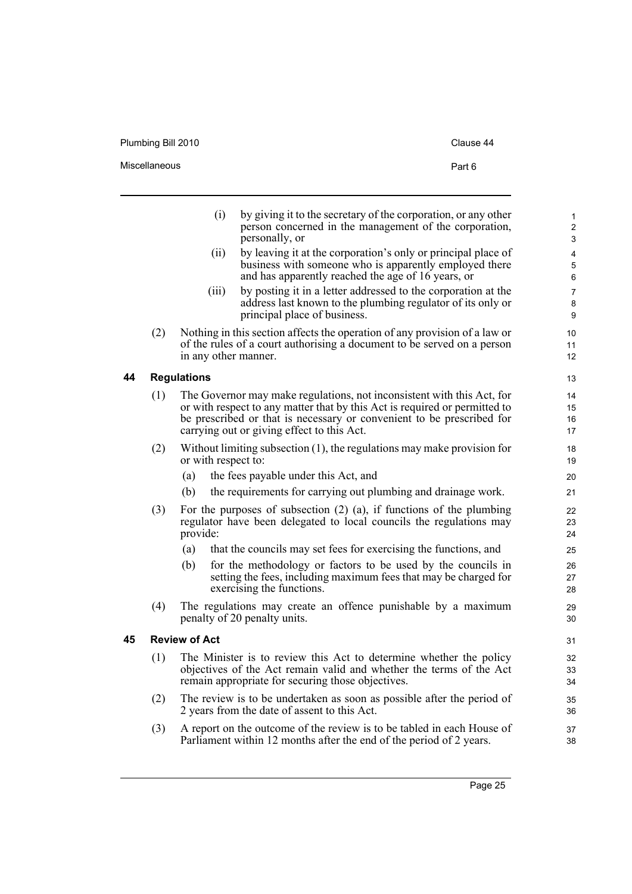(i) by giving it to the secretary of the corporation, or any other person concerned in the management of the corporation, personally, or

(ii) by leaving it at the corporation's only or principal place of business with someone who is apparently employed there and has apparently reached the age of 16 years, or

(iii) by posting it in a letter addressed to the corporation at the address last known to the plumbing regulator of its only or principal place of business.

(2) Nothing in this section affects the operation of any provision of a law or of the rules of a court authorising a document to be served on a person in any other manner.

## 44 Regulations

(1) The Governor may make regulations, not inconsistent with this Act, for or with respect to any matter that by this Act is required or permitted to be prescribed or that is necessary or convenient to be prescribed for carrying out or giving effect to this Act.

(2) Without limiting subsection (1), the regulations may make provision for or with respect to:

(a) the fees payable under this Act, and

(b) the requirements for carrying out plumbing and drainage work.

(3) For the purposes of subsection (2) (a), if functions of the plumbing regulator have been delegated to local councils the regulations may provide:

(a) that the councils may set fees for exercising the functions, and

(b) for the methodology or factors to be used by the councils in setting the fees, including maximum fees that may be charged for exercising the functions.

(4) The regulations may create an offence punishable by a maximum penalty of 20 penalty units.

## 45 Review of Act

(1) The Minister is to review this Act to determine whether the policy objectives of the Act remain valid and whether the terms of the Act remain appropriate for securing those objectives.

(2) The review is to be undertaken as soon as possible after the period of 2 years from the date of assent to this Act.

(3) A report on the outcome of the review is to be tabled in each House of Parliament within 12 months after the end of the period of 2 years.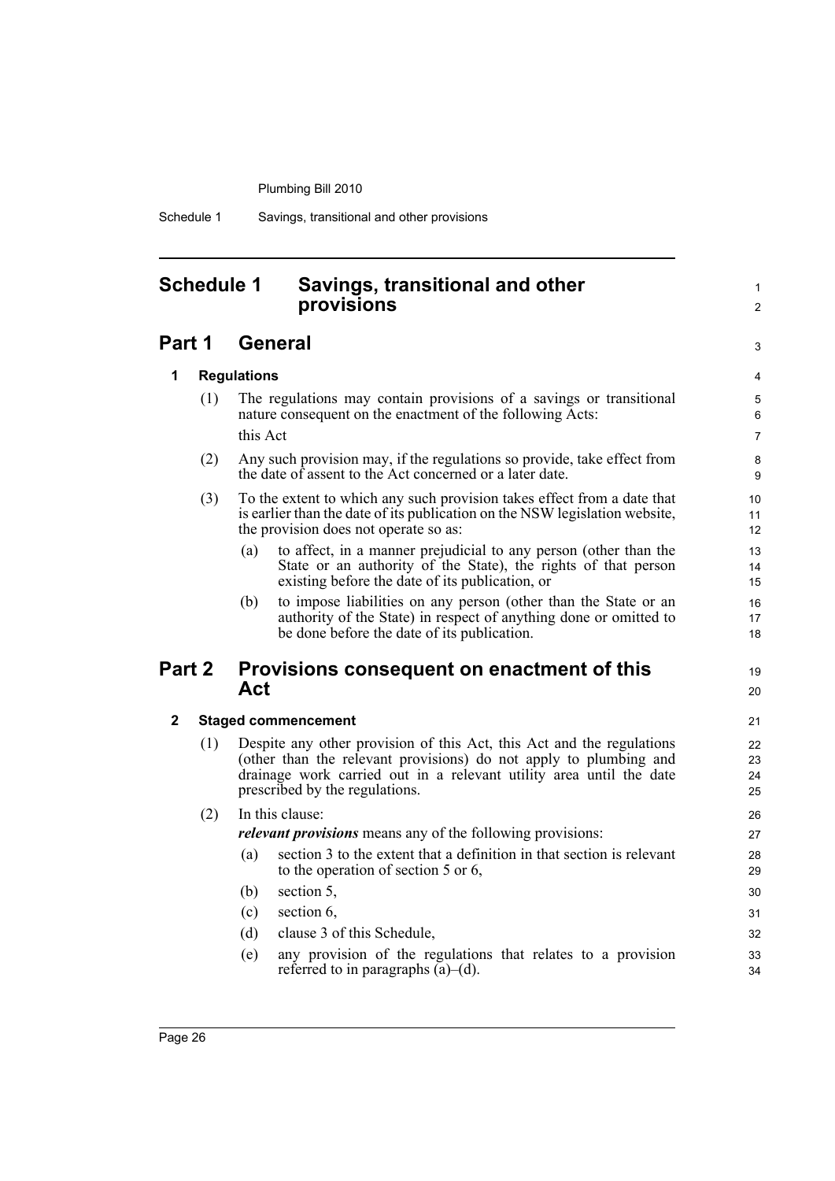# Schedule 1 Savings, transitional and other provisions

## Part 1 General

### 1 Regulations

(1) The regulations may contain provisions of a savings or transitional nature consequent on the enactment of the following Acts:

this Act

(2) Any such provision may, if the regulations so provide, take effect from the date of assent to the Act concerned or a later date.

(3) To the extent to which any such provision takes effect from a date that is earlier than the date of its publication on the NSW legislation website, the provision does not operate so as:

- (a) to affect, in a manner prejudicial to any person (other than the State or an authority of the State), the rights of that person existing before the date of its publication, or
- (b) to impose liabilities on any person (other than the State or an authority of the State) in respect of anything done or omitted to be done before the date of its publication.

## Part 2 Provisions consequent on enactment of this Act

### 2 Staged commencement

(1) Despite any other provision of this Act, this Act and the regulations (other than the relevant provisions) do not apply to plumbing and drainage work carried out in a relevant utility area until the date prescribed by the regulations.

(2) In this clause:

***relevant provisions*** means any of the following provisions:

- (a) section 3 to the extent that a definition in that section is relevant to the operation of section 5 or 6,
- (b) section 5,
- (c) section 6,
- (d) clause 3 of this Schedule,
- (e) any provision of the regulations that relates to a provision referred to in paragraphs (a)–(d).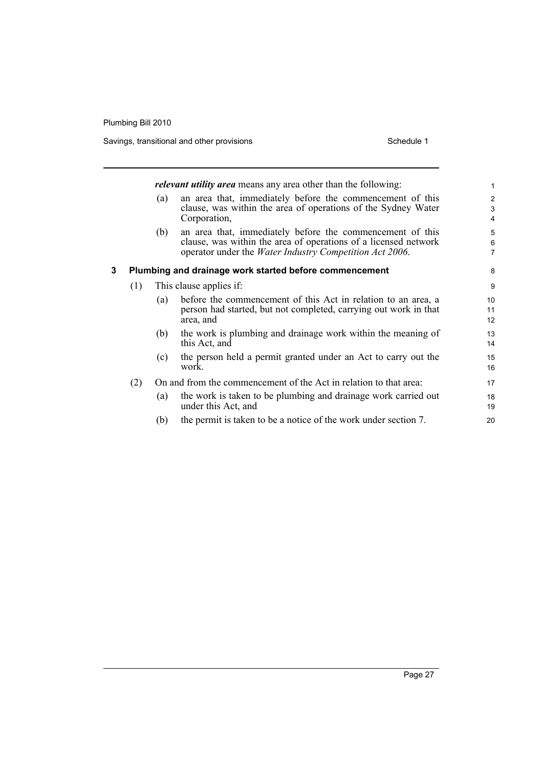***relevant utility area*** means any area other than the following:

(a) an area that, immediately before the commencement of this clause, was within the area of operations of the Sydney Water Corporation,

(b) an area that, immediately before the commencement of this clause, was within the area of operations of a licensed network operator under the *Water Industry Competition Act 2006*.

### 3 Plumbing and drainage work started before commencement

(1) This clause applies if:

(a) before the commencement of this Act in relation to an area, a person had started, but not completed, carrying out work in that area, and

(b) the work is plumbing and drainage work within the meaning of this Act, and

(c) the person held a permit granted under an Act to carry out the work.

(2) On and from the commencement of the Act in relation to that area:

(a) the work is taken to be plumbing and drainage work carried out under this Act, and

(b) the permit is taken to be a notice of the work under section 7.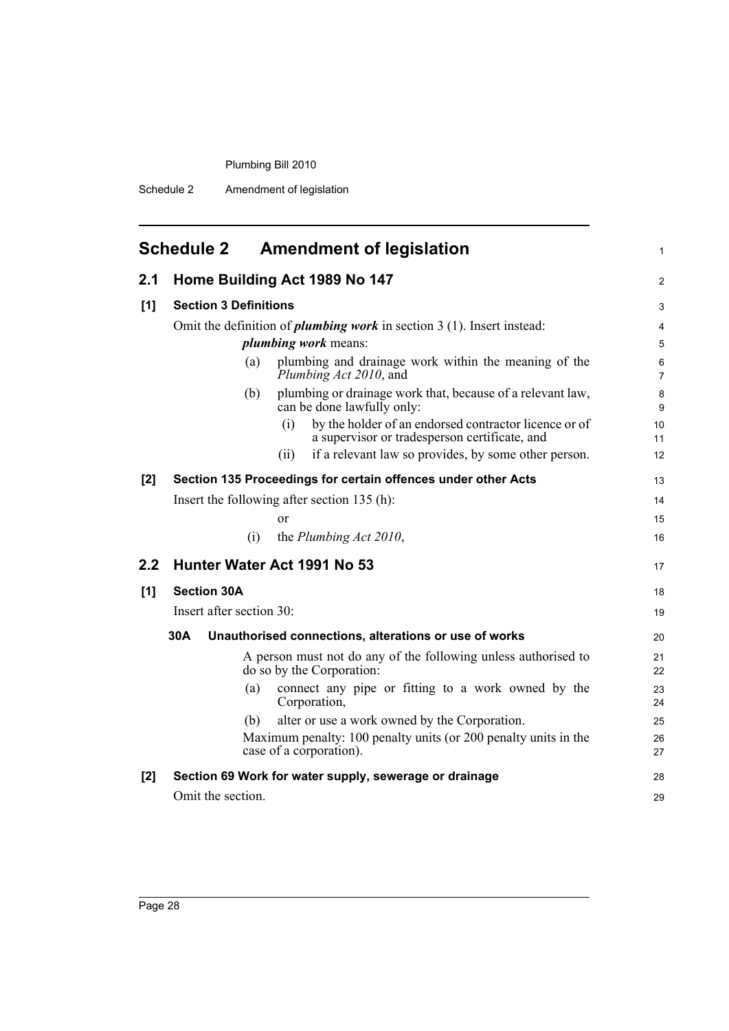## Schedule 2 Amendment of legislation

### 2.1 Home Building Act 1989 No 147

**[1] Section 3 Definitions**

Omit the definition of ***plumbing work*** in section 3 (1). Insert instead:

***plumbing work*** means:

(a) plumbing and drainage work within the meaning of the *Plumbing Act 2010*, and

(b) plumbing or drainage work that, because of a relevant law, can be done lawfully only:

(i) by the holder of an endorsed contractor licence or of a supervisor or tradesperson certificate, and

(ii) if a relevant law so provides, by some other person.

**[2] Section 135 Proceedings for certain offences under other Acts**

Insert the following after section 135 (h):

or

(i) the *Plumbing Act 2010*,

### 2.2 Hunter Water Act 1991 No 53

**[1] Section 30A**

Insert after section 30:

**30A Unauthorised connections, alterations or use of works**

A person must not do any of the following unless authorised to do so by the Corporation:

(a) connect any pipe or fitting to a work owned by the Corporation,

(b) alter or use a work owned by the Corporation.

Maximum penalty: 100 penalty units (or 200 penalty units in the case of a corporation).

**[2] Section 69 Work for water supply, sewerage or drainage**

Omit the section.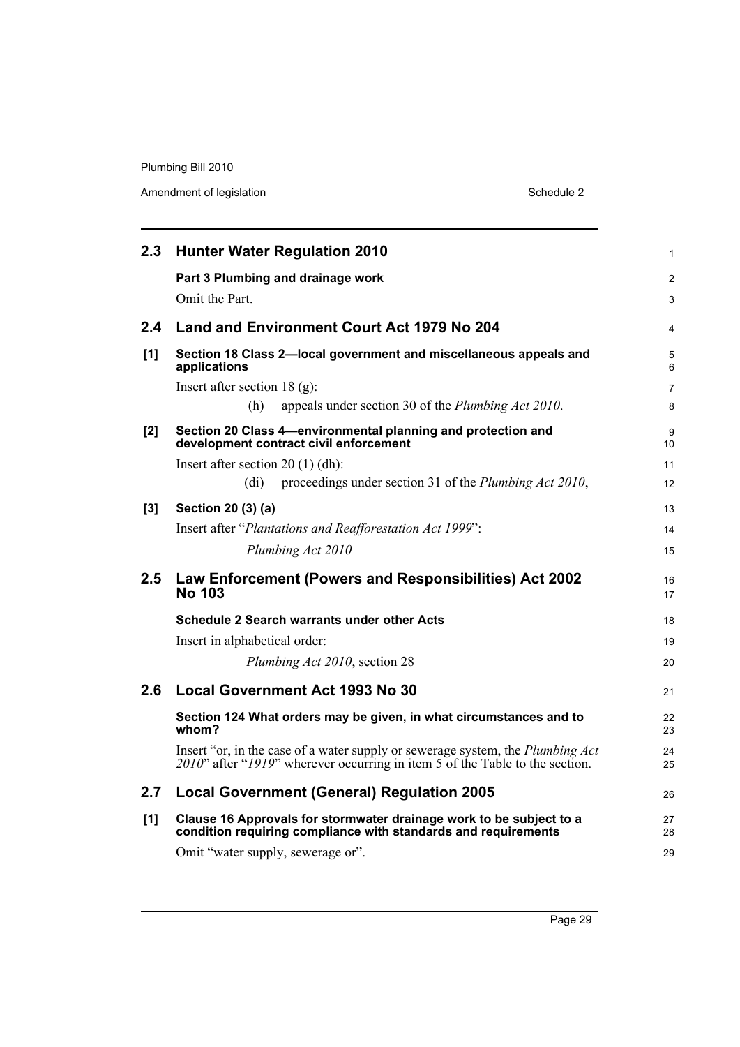## 2.3 Hunter Water Regulation 2010

**Part 3 Plumbing and drainage work**

Omit the Part.

## 2.4 Land and Environment Court Act 1979 No 204

**[1] Section 18 Class 2—local government and miscellaneous appeals and applications**

Insert after section 18 (g):

(h) appeals under section 30 of the *Plumbing Act 2010*.

**[2] Section 20 Class 4—environmental planning and protection and development contract civil enforcement**

Insert after section 20 (1) (dh):

(di) proceedings under section 31 of the *Plumbing Act 2010*,

**[3] Section 20 (3) (a)**

Insert after "*Plantations and Reafforestation Act 1999*":

*Plumbing Act 2010*

## 2.5 Law Enforcement (Powers and Responsibilities) Act 2002 No 103

**Schedule 2 Search warrants under other Acts**

Insert in alphabetical order:

*Plumbing Act 2010*, section 28

## 2.6 Local Government Act 1993 No 30

**Section 124 What orders may be given, in what circumstances and to whom?**

Insert "or, in the case of a water supply or sewerage system, the *Plumbing Act 2010*" after "*1919*" wherever occurring in item 5 of the Table to the section.

## 2.7 Local Government (General) Regulation 2005

**[1] Clause 16 Approvals for stormwater drainage work to be subject to a condition requiring compliance with standards and requirements**

Omit "water supply, sewerage or".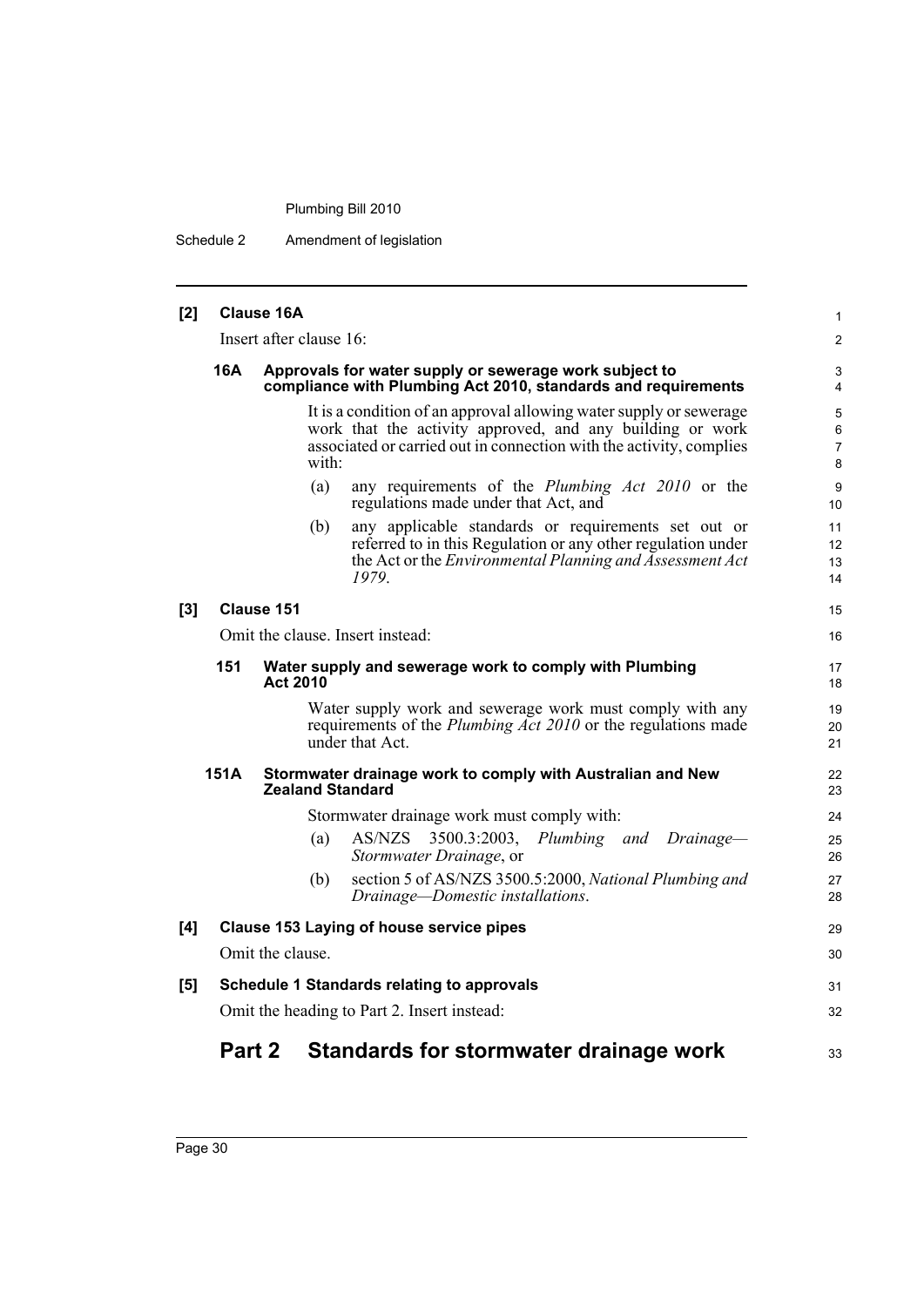**[2] Clause 16A**

Insert after clause 16:

**16A Approvals for water supply or sewerage work subject to compliance with Plumbing Act 2010, standards and requirements**

It is a condition of an approval allowing water supply or sewerage work that the activity approved, and any building or work associated or carried out in connection with the activity, complies with:

(a) any requirements of the *Plumbing Act 2010* or the regulations made under that Act, and

(b) any applicable standards or requirements set out or referred to in this Regulation or any other regulation under the Act or the *Environmental Planning and Assessment Act 1979*.

**[3] Clause 151**

Omit the clause. Insert instead:

**151 Water supply and sewerage work to comply with Plumbing Act 2010**

Water supply work and sewerage work must comply with any requirements of the *Plumbing Act 2010* or the regulations made under that Act.

**151A Stormwater drainage work to comply with Australian and New Zealand Standard**

Stormwater drainage work must comply with:

(a) AS/NZS 3500.3:2003, *Plumbing and Drainage—Stormwater Drainage*, or

(b) section 5 of AS/NZS 3500.5:2000, *National Plumbing and Drainage—Domestic installations*.

**[4] Clause 153 Laying of house service pipes**

Omit the clause.

**[5] Schedule 1 Standards relating to approvals**

Omit the heading to Part 2. Insert instead:

## Part 2 Standards for stormwater drainage work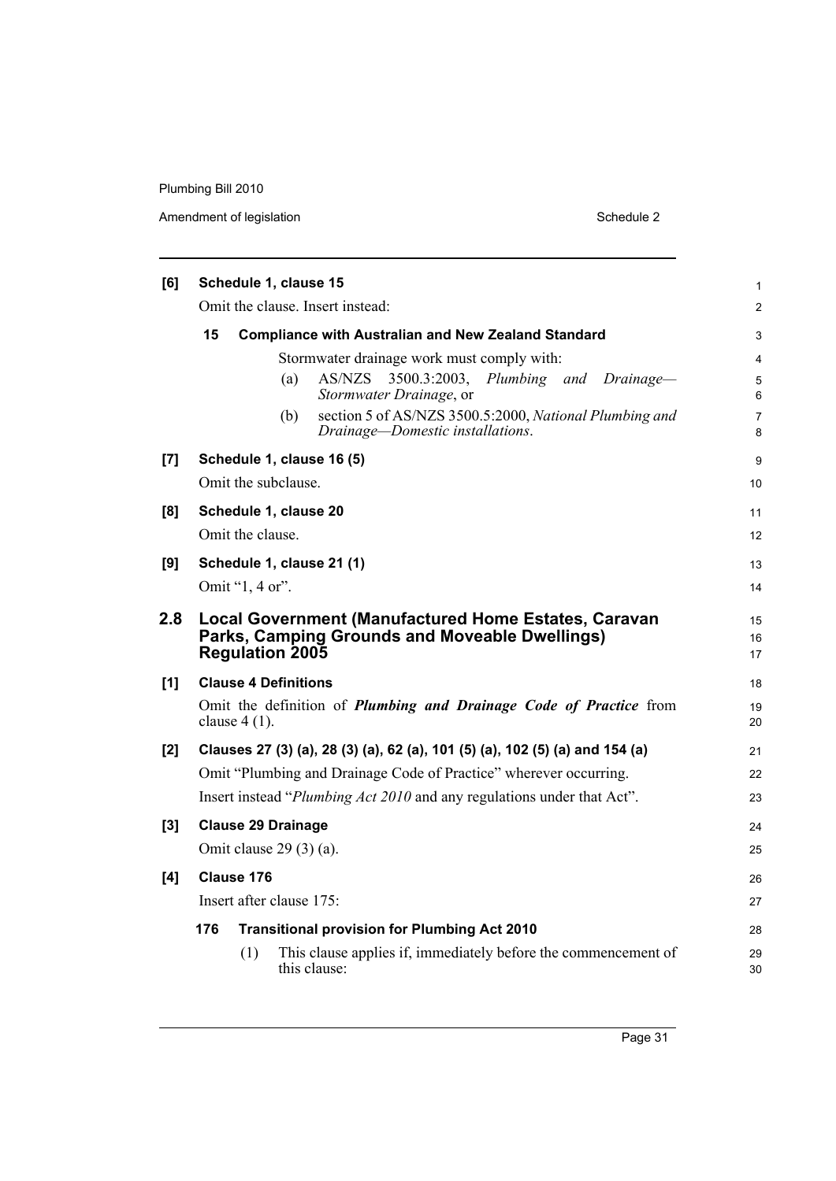**[6] Schedule 1, clause 15**

Omit the clause. Insert instead:

**15 Compliance with Australian and New Zealand Standard**

Stormwater drainage work must comply with:

(a) AS/NZS 3500.3:2003, *Plumbing and Drainage—Stormwater Drainage*, or

(b) section 5 of AS/NZS 3500.5:2000, *National Plumbing and Drainage—Domestic installations*.

**[7] Schedule 1, clause 16 (5)**

Omit the subclause.

**[8] Schedule 1, clause 20**

Omit the clause.

**[9] Schedule 1, clause 21 (1)**

Omit "1, 4 or".

## 2.8 Local Government (Manufactured Home Estates, Caravan Parks, Camping Grounds and Moveable Dwellings) Regulation 2005

**[1] Clause 4 Definitions**

Omit the definition of ***Plumbing and Drainage Code of Practice*** from clause 4 (1).

**[2] Clauses 27 (3) (a), 28 (3) (a), 62 (a), 101 (5) (a), 102 (5) (a) and 154 (a)**

Omit "Plumbing and Drainage Code of Practice" wherever occurring.

Insert instead "*Plumbing Act 2010* and any regulations under that Act".

**[3] Clause 29 Drainage**

Omit clause 29 (3) (a).

**[4] Clause 176**

Insert after clause 175:

**176 Transitional provision for Plumbing Act 2010**

(1) This clause applies if, immediately before the commencement of this clause: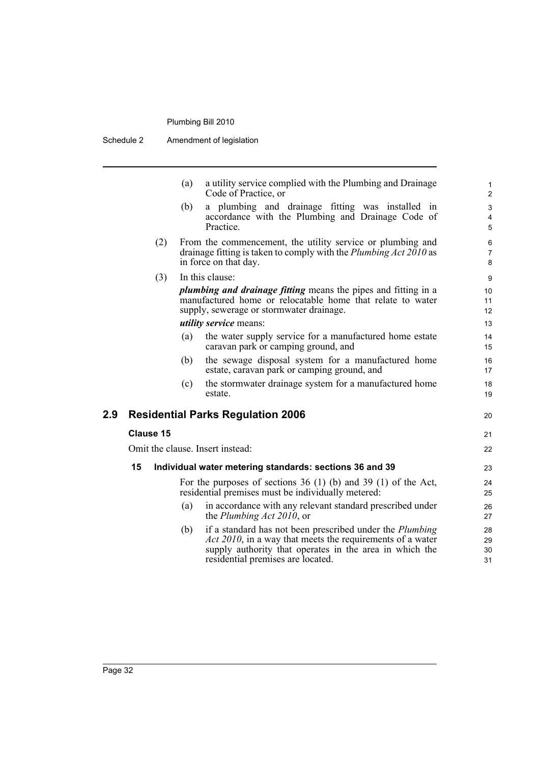(a) a utility service complied with the Plumbing and Drainage Code of Practice, or

(b) a plumbing and drainage fitting was installed in accordance with the Plumbing and Drainage Code of Practice.

(2) From the commencement, the utility service or plumbing and drainage fitting is taken to comply with the *Plumbing Act 2010* as in force on that day.

(3) In this clause:

***plumbing and drainage fitting*** means the pipes and fitting in a manufactured home or relocatable home that relate to water supply, sewerage or stormwater drainage.

***utility service*** means:

(a) the water supply service for a manufactured home estate caravan park or camping ground, and

(b) the sewage disposal system for a manufactured home estate, caravan park or camping ground, and

(c) the stormwater drainage system for a manufactured home estate.

## 2.9 Residential Parks Regulation 2006

### Clause 15

Omit the clause. Insert instead:

#### 15 Individual water metering standards: sections 36 and 39

For the purposes of sections 36 (1) (b) and 39 (1) of the Act, residential premises must be individually metered:

(a) in accordance with any relevant standard prescribed under the *Plumbing Act 2010*, or

(b) if a standard has not been prescribed under the *Plumbing Act 2010*, in a way that meets the requirements of a water supply authority that operates in the area in which the residential premises are located.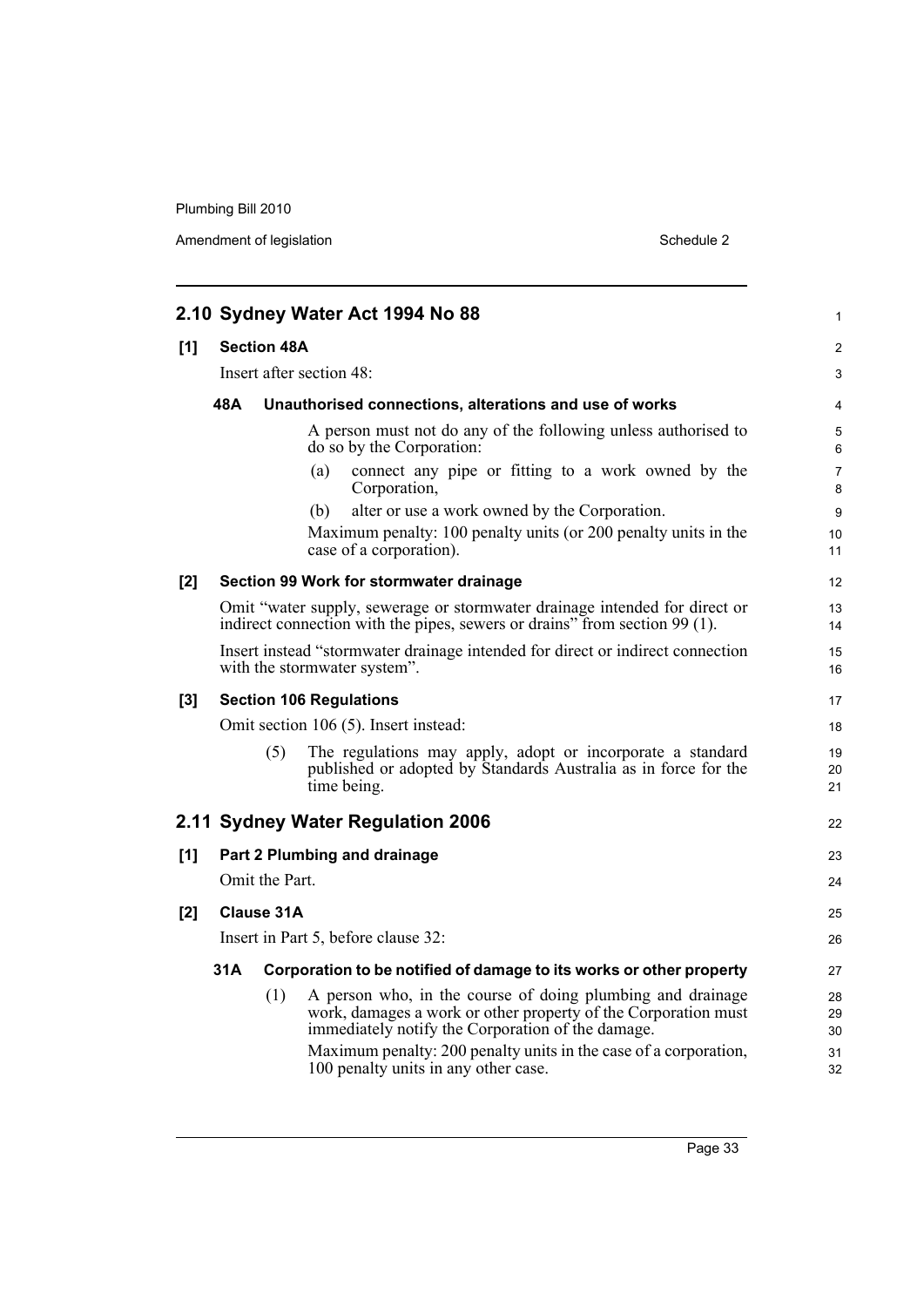## 2.10 Sydney Water Act 1994 No 88

**[1] Section 48A**

Insert after section 48:

**48A Unauthorised connections, alterations and use of works**

A person must not do any of the following unless authorised to do so by the Corporation:

(a) connect any pipe or fitting to a work owned by the Corporation,

(b) alter or use a work owned by the Corporation.

Maximum penalty: 100 penalty units (or 200 penalty units in the case of a corporation).

**[2] Section 99 Work for stormwater drainage**

Omit "water supply, sewerage or stormwater drainage intended for direct or indirect connection with the pipes, sewers or drains" from section 99 (1).

Insert instead "stormwater drainage intended for direct or indirect connection with the stormwater system".

**[3] Section 106 Regulations**

Omit section 106 (5). Insert instead:

(5) The regulations may apply, adopt or incorporate a standard published or adopted by Standards Australia as in force for the time being.

## 2.11 Sydney Water Regulation 2006

**[1] Part 2 Plumbing and drainage**

Omit the Part.

**[2] Clause 31A**

Insert in Part 5, before clause 32:

**31A Corporation to be notified of damage to its works or other property**

(1) A person who, in the course of doing plumbing and drainage work, damages a work or other property of the Corporation must immediately notify the Corporation of the damage.

Maximum penalty: 200 penalty units in the case of a corporation, 100 penalty units in any other case.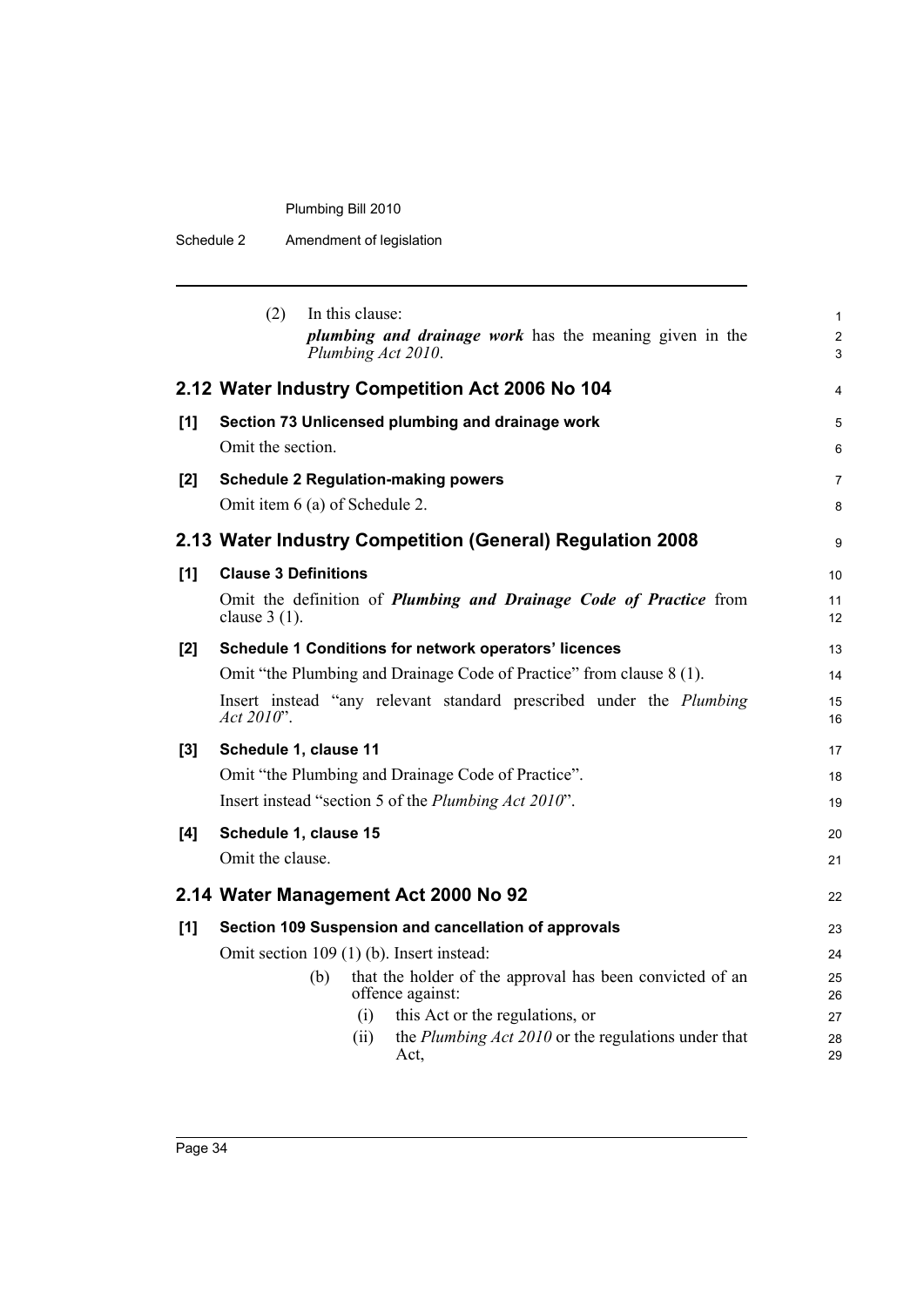(2) In this clause:

*plumbing and drainage work* has the meaning given in the *Plumbing Act 2010*.

## 2.12 Water Industry Competition Act 2006 No 104

**[1] Section 73 Unlicensed plumbing and drainage work**

Omit the section.

**[2] Schedule 2 Regulation-making powers**

Omit item 6 (a) of Schedule 2.

## 2.13 Water Industry Competition (General) Regulation 2008

**[1] Clause 3 Definitions**

Omit the definition of ***Plumbing and Drainage Code of Practice*** from clause 3 (1).

**[2] Schedule 1 Conditions for network operators' licences**

Omit "the Plumbing and Drainage Code of Practice" from clause 8 (1).

Insert instead "any relevant standard prescribed under the *Plumbing Act 2010*".

**[3] Schedule 1, clause 11**

Omit "the Plumbing and Drainage Code of Practice".

Insert instead "section 5 of the *Plumbing Act 2010*".

**[4] Schedule 1, clause 15**

Omit the clause.

## 2.14 Water Management Act 2000 No 92

**[1] Section 109 Suspension and cancellation of approvals**

Omit section 109 (1) (b). Insert instead:

(b) that the holder of the approval has been convicted of an offence against:

(i) this Act or the regulations, or

(ii) the *Plumbing Act 2010* or the regulations under that Act,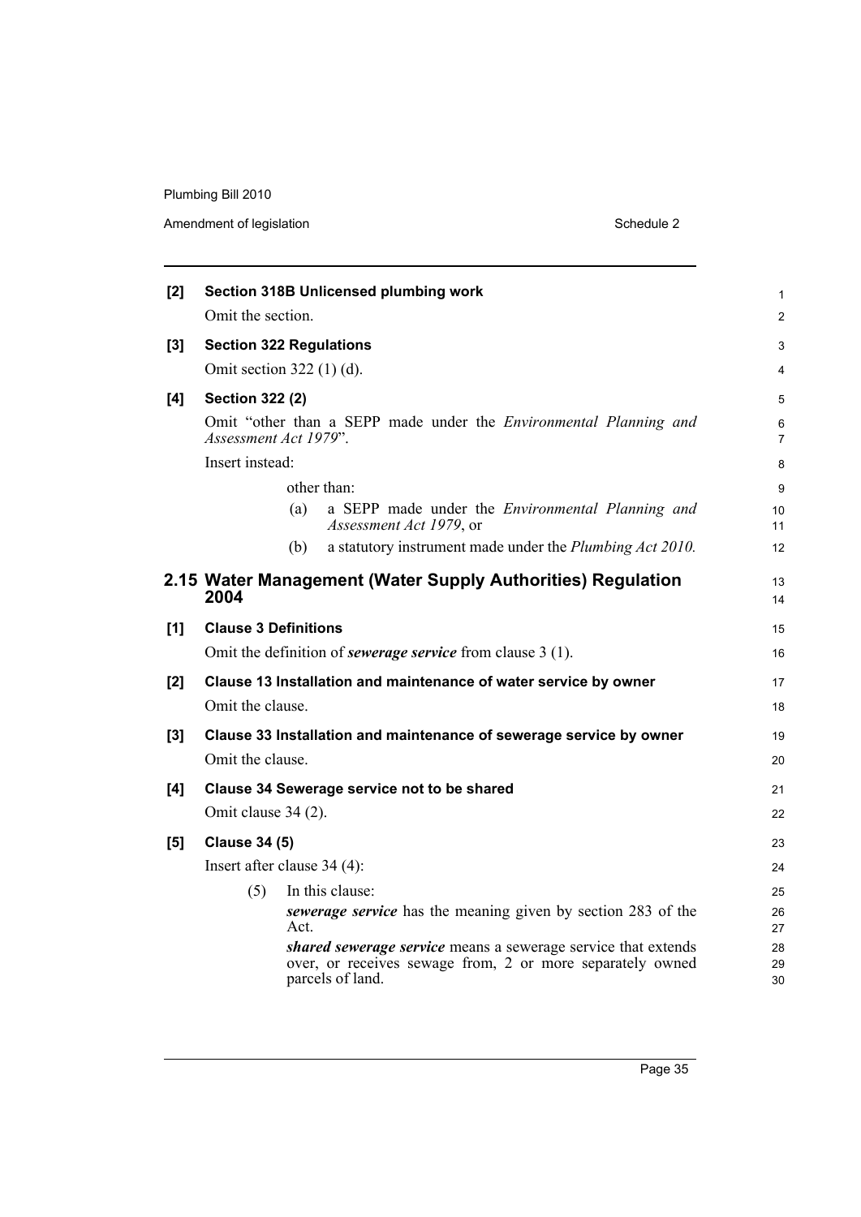**[2] Section 318B Unlicensed plumbing work**

Omit the section.

**[3] Section 322 Regulations**

Omit section 322 (1) (d).

**[4] Section 322 (2)**

Omit "other than a SEPP made under the *Environmental Planning and Assessment Act 1979*".

Insert instead:

other than:

(a) a SEPP made under the *Environmental Planning and Assessment Act 1979*, or

(b) a statutory instrument made under the *Plumbing Act 2010.*

## 2.15 Water Management (Water Supply Authorities) Regulation 2004

**[1] Clause 3 Definitions**

Omit the definition of ***sewerage service*** from clause 3 (1).

**[2] Clause 13 Installation and maintenance of water service by owner**

Omit the clause.

**[3] Clause 33 Installation and maintenance of sewerage service by owner**

Omit the clause.

**[4] Clause 34 Sewerage service not to be shared**

Omit clause 34 (2).

**[5] Clause 34 (5)**

Insert after clause 34 (4):

(5) In this clause:

***sewerage service*** has the meaning given by section 283 of the Act.

***shared sewerage service*** means a sewerage service that extends over, or receives sewage from, 2 or more separately owned parcels of land.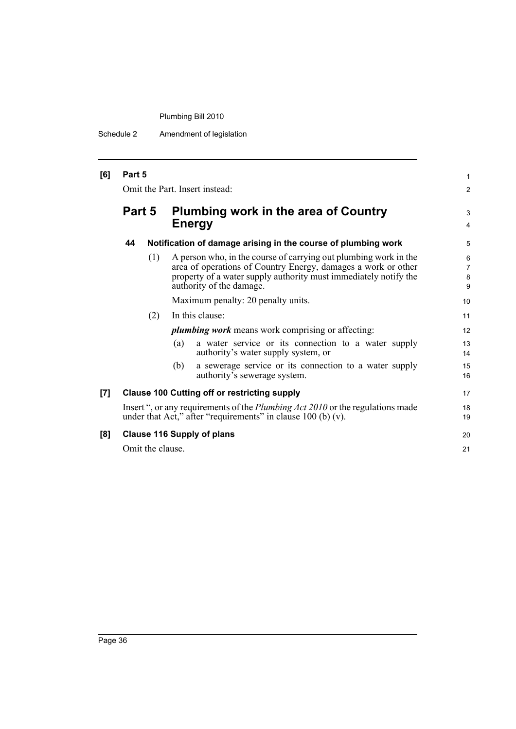**[6] Part 5**

Omit the Part. Insert instead:

## Part 5 Plumbing work in the area of Country Energy

### 44 Notification of damage arising in the course of plumbing work

(1) A person who, in the course of carrying out plumbing work in the area of operations of Country Energy, damages a work or other property of a water supply authority must immediately notify the authority of the damage.

Maximum penalty: 20 penalty units.

(2) In this clause:

***plumbing work*** means work comprising or affecting:

(a) a water service or its connection to a water supply authority's water supply system, or

(b) a sewerage service or its connection to a water supply authority's sewerage system.

**[7] Clause 100 Cutting off or restricting supply**

Insert ", or any requirements of the *Plumbing Act 2010* or the regulations made under that Act," after "requirements" in clause 100 (b) (v).

**[8] Clause 116 Supply of plans**

Omit the clause.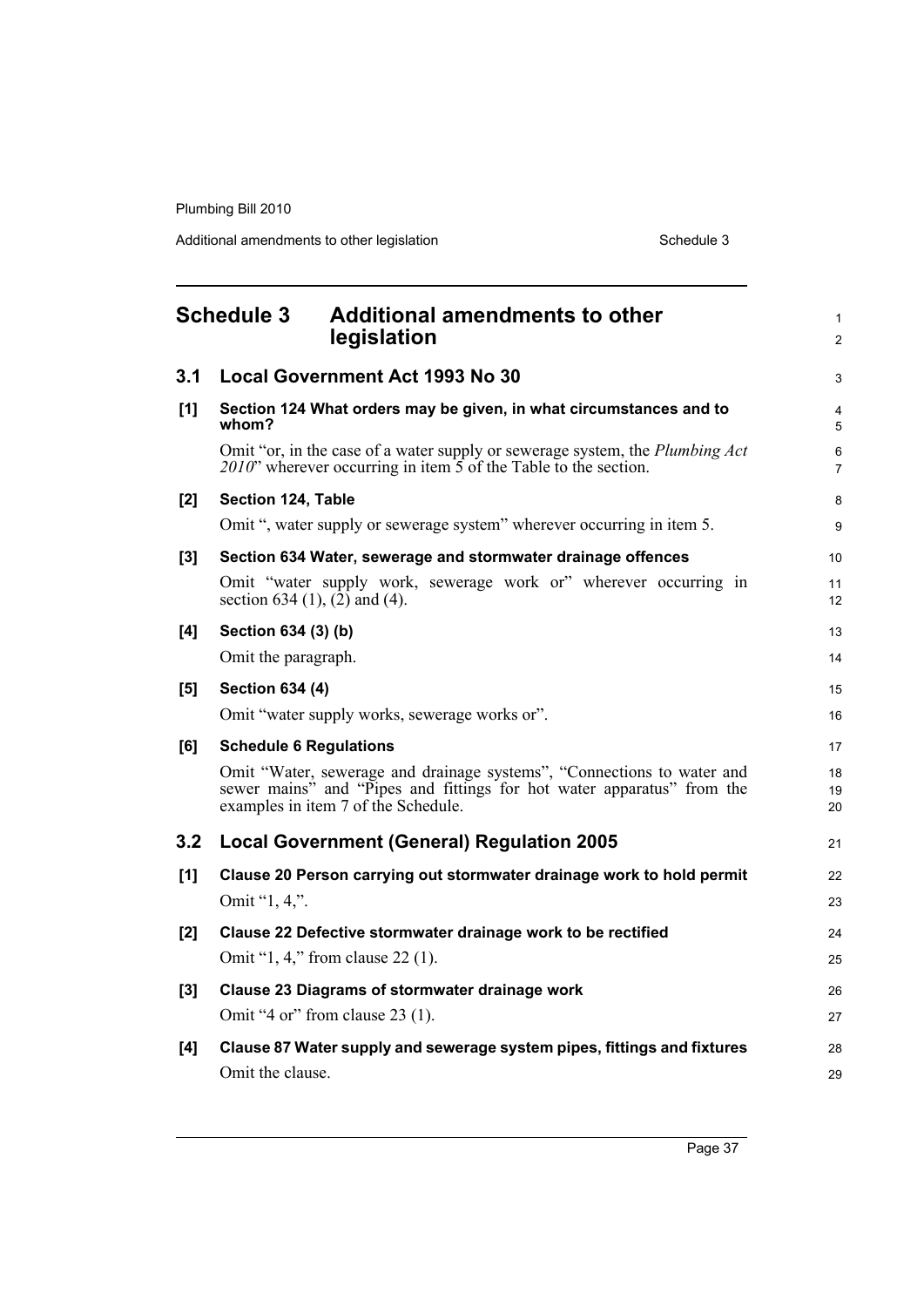# Schedule 3 Additional amendments to other legislation

## 3.1 Local Government Act 1993 No 30

### [1] Section 124 What orders may be given, in what circumstances and to whom?

Omit "or, in the case of a water supply or sewerage system, the *Plumbing Act 2010*" wherever occurring in item 5 of the Table to the section.

### [2] Section 124, Table

Omit ", water supply or sewerage system" wherever occurring in item 5.

### [3] Section 634 Water, sewerage and stormwater drainage offences

Omit "water supply work, sewerage work or" wherever occurring in section 634 (1), (2) and (4).

### [4] Section 634 (3) (b)

Omit the paragraph.

### [5] Section 634 (4)

Omit "water supply works, sewerage works or".

### [6] Schedule 6 Regulations

Omit "Water, sewerage and drainage systems", "Connections to water and sewer mains" and "Pipes and fittings for hot water apparatus" from the examples in item 7 of the Schedule.

## 3.2 Local Government (General) Regulation 2005

### [1] Clause 20 Person carrying out stormwater drainage work to hold permit

Omit "1, 4,".

### [2] Clause 22 Defective stormwater drainage work to be rectified

Omit "1, 4," from clause 22 (1).

### [3] Clause 23 Diagrams of stormwater drainage work

Omit "4 or" from clause 23 (1).

### [4] Clause 87 Water supply and sewerage system pipes, fittings and fixtures

Omit the clause.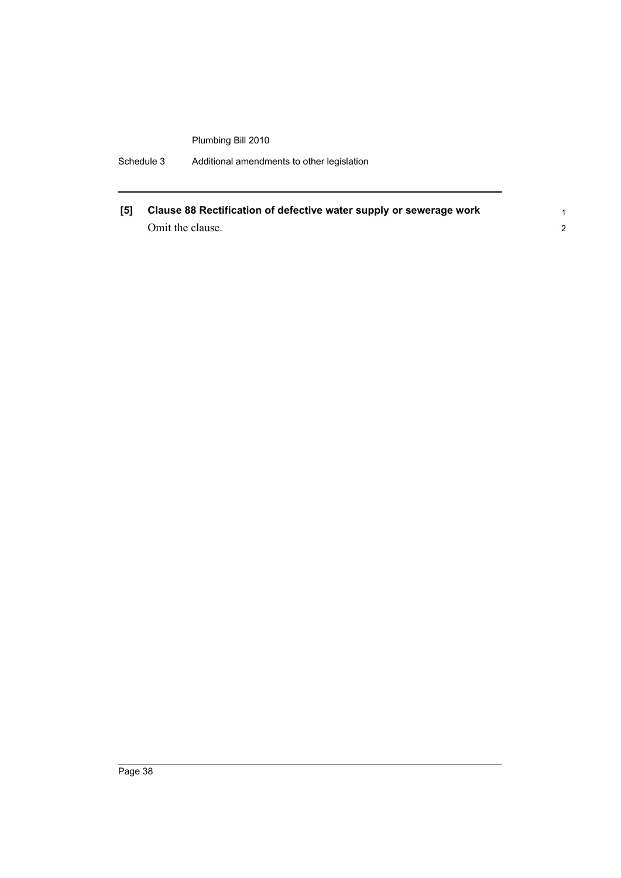**[5] Clause 88 Rectification of defective water supply or sewerage work**

Omit the clause.